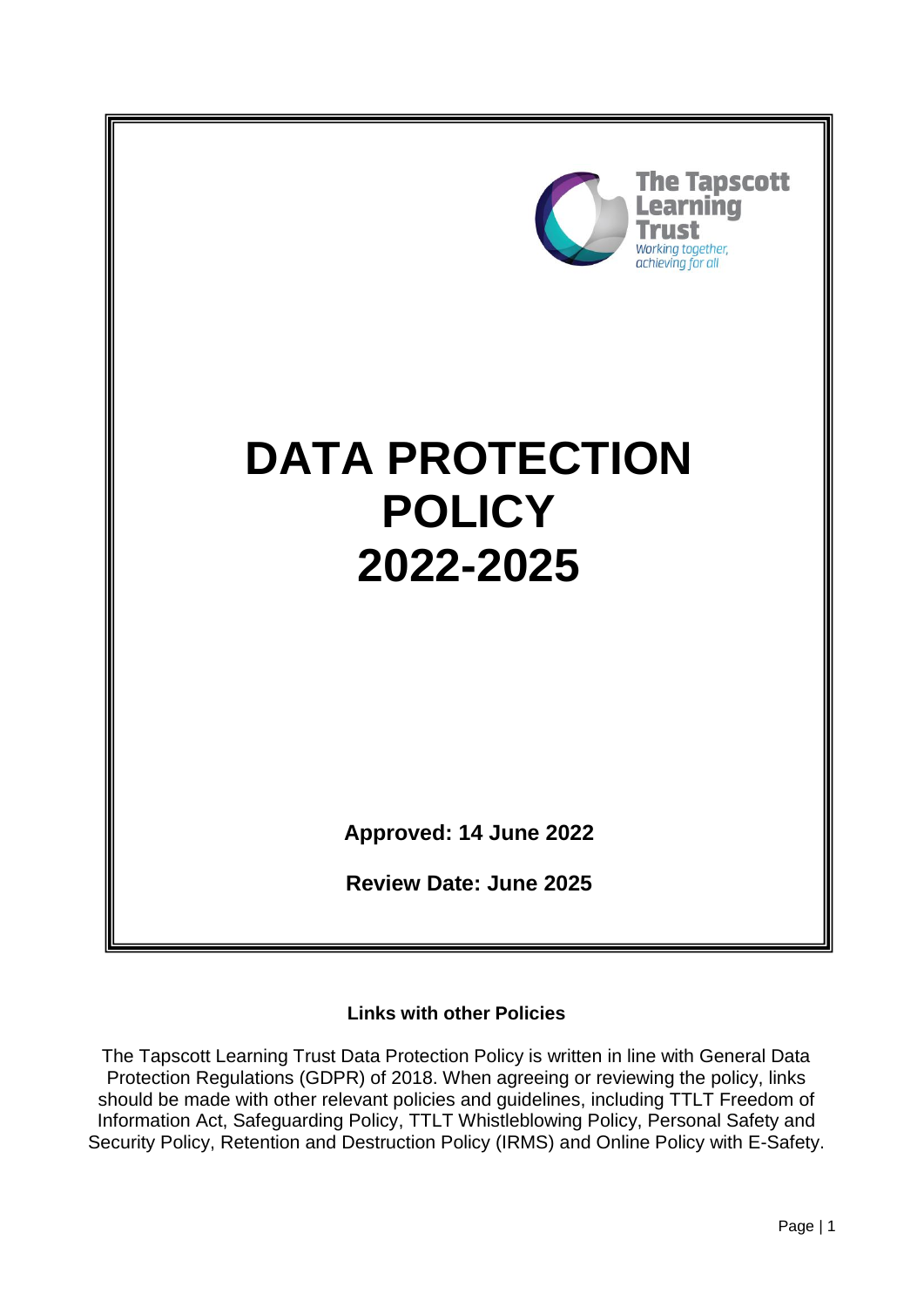The Tapscott Learning Trust

*Working together, achieving for all*

# DATA PROTECTION POLICY 2022-2025

**Approved: 14 June 2022**

**Review Date: June 2025**

**Links with other Policies**

The Tapscott Learning Trust Data Protection Policy is written in line with General Data Protection Regulations (GDPR) of 2018. When agreeing or reviewing the policy, links should be made with other relevant policies and guidelines, including TTLT Freedom of Information Act, Safeguarding Policy, TTLT Whistleblowing Policy, Personal Safety and Security Policy, Retention and Destruction Policy (IRMS) and Online Policy with E-Safety.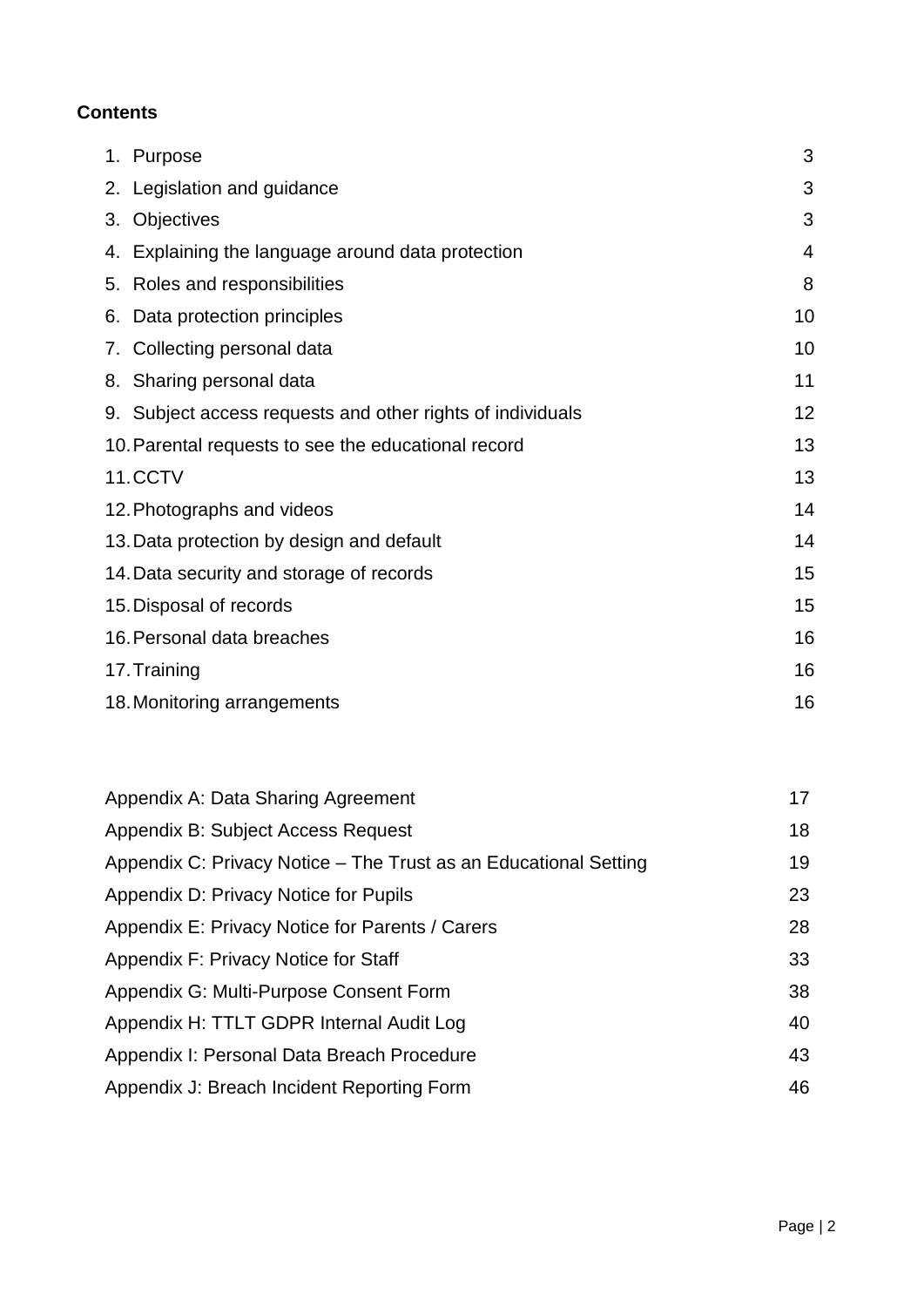**Contents**

| | |
|---|---|
| 1. Purpose | 3 |
| 2. Legislation and guidance | 3 |
| 3. Objectives | 3 |
| 4. Explaining the language around data protection | 4 |
| 5. Roles and responsibilities | 8 |
| 6. Data protection principles | 10 |
| 7. Collecting personal data | 10 |
| 8. Sharing personal data | 11 |
| 9. Subject access requests and other rights of individuals | 12 |
| 10. Parental requests to see the educational record | 13 |
| 11. CCTV | 13 |
| 12. Photographs and videos | 14 |
| 13. Data protection by design and default | 14 |
| 14. Data security and storage of records | 15 |
| 15. Disposal of records | 15 |
| 16. Personal data breaches | 16 |
| 17. Training | 16 |
| 18. Monitoring arrangements | 16 |

| | |
|---|---|
| Appendix A: Data Sharing Agreement | 17 |
| Appendix B: Subject Access Request | 18 |
| Appendix C: Privacy Notice – The Trust as an Educational Setting | 19 |
| Appendix D: Privacy Notice for Pupils | 23 |
| Appendix E: Privacy Notice for Parents / Carers | 28 |
| Appendix F: Privacy Notice for Staff | 33 |
| Appendix G: Multi-Purpose Consent Form | 38 |
| Appendix H: TTLT GDPR Internal Audit Log | 40 |
| Appendix I: Personal Data Breach Procedure | 43 |
| Appendix J: Breach Incident Reporting Form | 46 |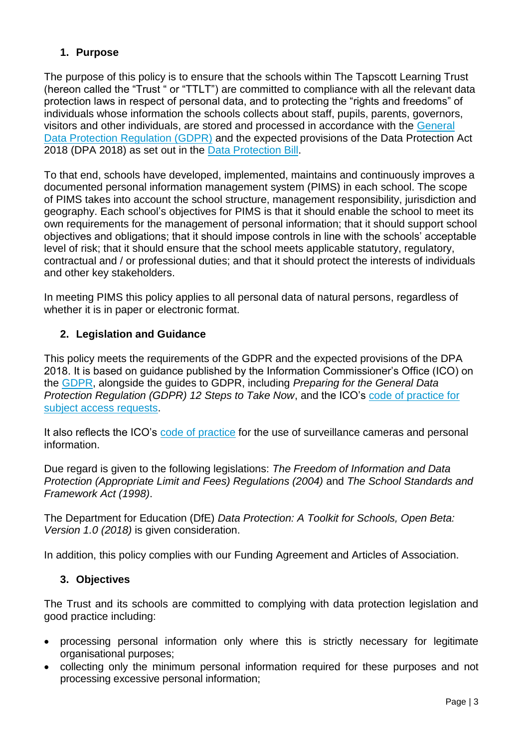## 1. Purpose

The purpose of this policy is to ensure that the schools within The Tapscott Learning Trust (hereon called the "Trust " or "TTLT") are committed to compliance with all the relevant data protection laws in respect of personal data, and to protecting the "rights and freedoms" of individuals whose information the schools collects about staff, pupils, parents, governors, visitors and other individuals, are stored and processed in accordance with the [General Data Protection Regulation (GDPR)](#) and the expected provisions of the Data Protection Act 2018 (DPA 2018) as set out in the [Data Protection Bill](#).

To that end, schools have developed, implemented, maintains and continuously improves a documented personal information management system (PIMS) in each school. The scope of PIMS takes into account the school structure, management responsibility, jurisdiction and geography. Each school's objectives for PIMS is that it should enable the school to meet its own requirements for the management of personal information; that it should support school objectives and obligations; that it should impose controls in line with the schools' acceptable level of risk; that it should ensure that the school meets applicable statutory, regulatory, contractual and / or professional duties; and that it should protect the interests of individuals and other key stakeholders.

In meeting PIMS this policy applies to all personal data of natural persons, regardless of whether it is in paper or electronic format.

## 2. Legislation and Guidance

This policy meets the requirements of the GDPR and the expected provisions of the DPA 2018. It is based on guidance published by the Information Commissioner's Office (ICO) on the [GDPR](#), alongside the guides to GDPR, including *Preparing for the General Data Protection Regulation (GDPR) 12 Steps to Take Now*, and the ICO's [code of practice for subject access requests](#).

It also reflects the ICO's [code of practice](#) for the use of surveillance cameras and personal information.

Due regard is given to the following legislations: *The Freedom of Information and Data Protection (Appropriate Limit and Fees) Regulations (2004)* and *The School Standards and Framework Act (1998)*.

The Department for Education (DfE) *Data Protection: A Toolkit for Schools, Open Beta: Version 1.0 (2018)* is given consideration.

In addition, this policy complies with our Funding Agreement and Articles of Association.

## 3. Objectives

The Trust and its schools are committed to complying with data protection legislation and good practice including:

- processing personal information only where this is strictly necessary for legitimate organisational purposes;
- collecting only the minimum personal information required for these purposes and not processing excessive personal information;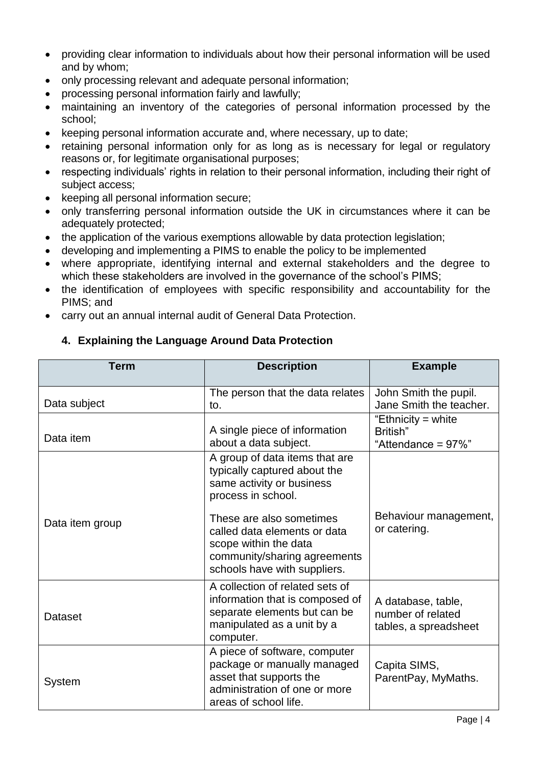- providing clear information to individuals about how their personal information will be used and by whom;
- only processing relevant and adequate personal information;
- processing personal information fairly and lawfully;
- maintaining an inventory of the categories of personal information processed by the school;
- keeping personal information accurate and, where necessary, up to date;
- retaining personal information only for as long as is necessary for legal or regulatory reasons or, for legitimate organisational purposes;
- respecting individuals' rights in relation to their personal information, including their right of subject access;
- keeping all personal information secure;
- only transferring personal information outside the UK in circumstances where it can be adequately protected;
- the application of the various exemptions allowable by data protection legislation;
- developing and implementing a PIMS to enable the policy to be implemented
- where appropriate, identifying internal and external stakeholders and the degree to which these stakeholders are involved in the governance of the school's PIMS;
- the identification of employees with specific responsibility and accountability for the PIMS; and
- carry out an annual internal audit of General Data Protection.

## 4. Explaining the Language Around Data Protection

| Term | Description | Example |
|---|---|---|
| Data subject | The person that the data relates to. | John Smith the pupil. Jane Smith the teacher. |
| Data item | A single piece of information about a data subject. | "Ethnicity = white British" "Attendance = 97%" |
| Data item group | A group of data items that are typically captured about the same activity or business process in school. These are also sometimes called data elements or data scope within the data community/sharing agreements schools have with suppliers. | Behaviour management, or catering. |
| Dataset | A collection of related sets of information that is composed of separate elements but can be manipulated as a unit by a computer. | A database, table, number of related tables, a spreadsheet |
| System | A piece of software, computer package or manually managed asset that supports the administration of one or more areas of school life. | Capita SIMS, ParentPay, MyMaths. |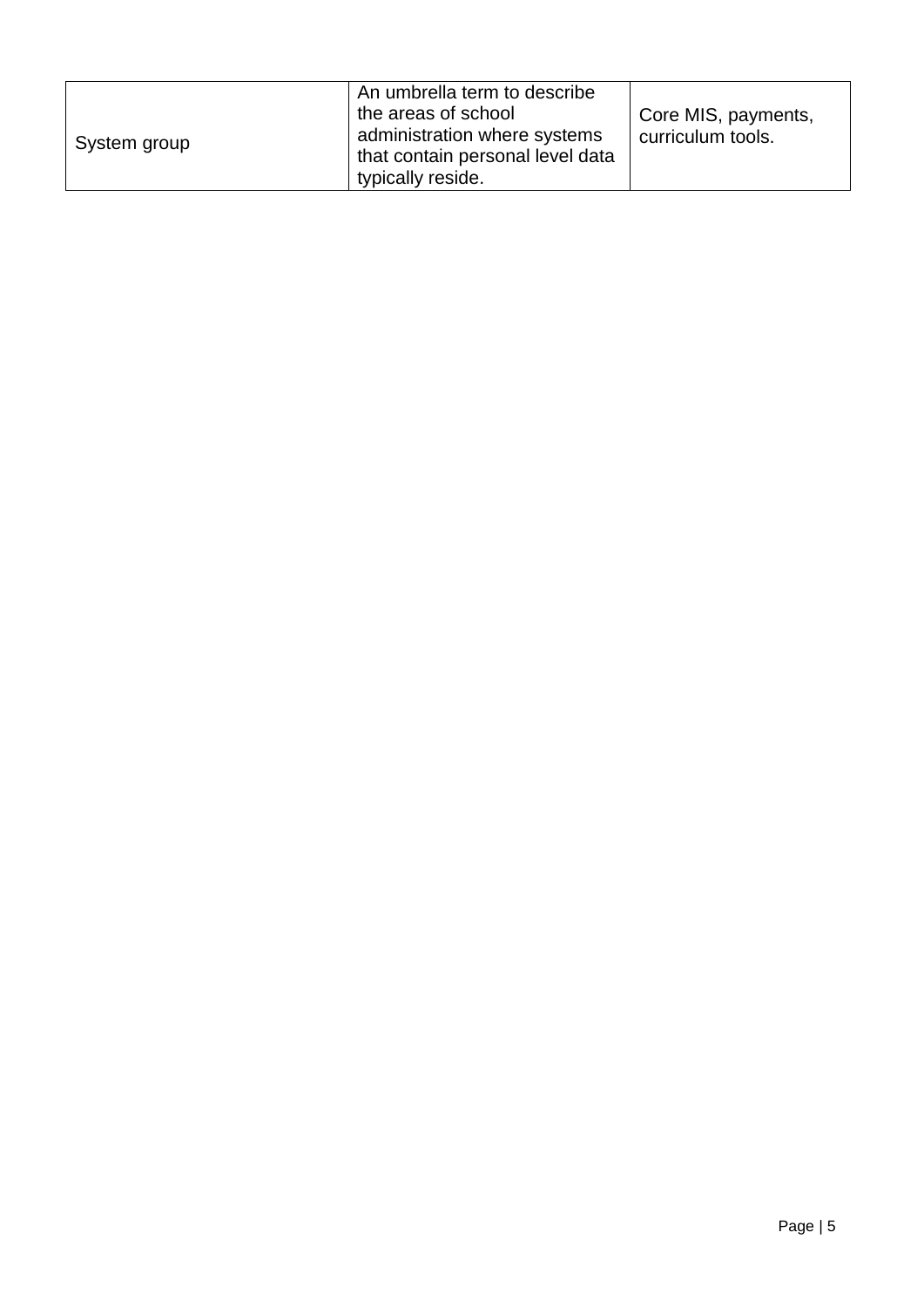| | | |
|---|---|---|
| System group | An umbrella term to describe the areas of school administration where systems that contain personal level data typically reside. | Core MIS, payments, curriculum tools. |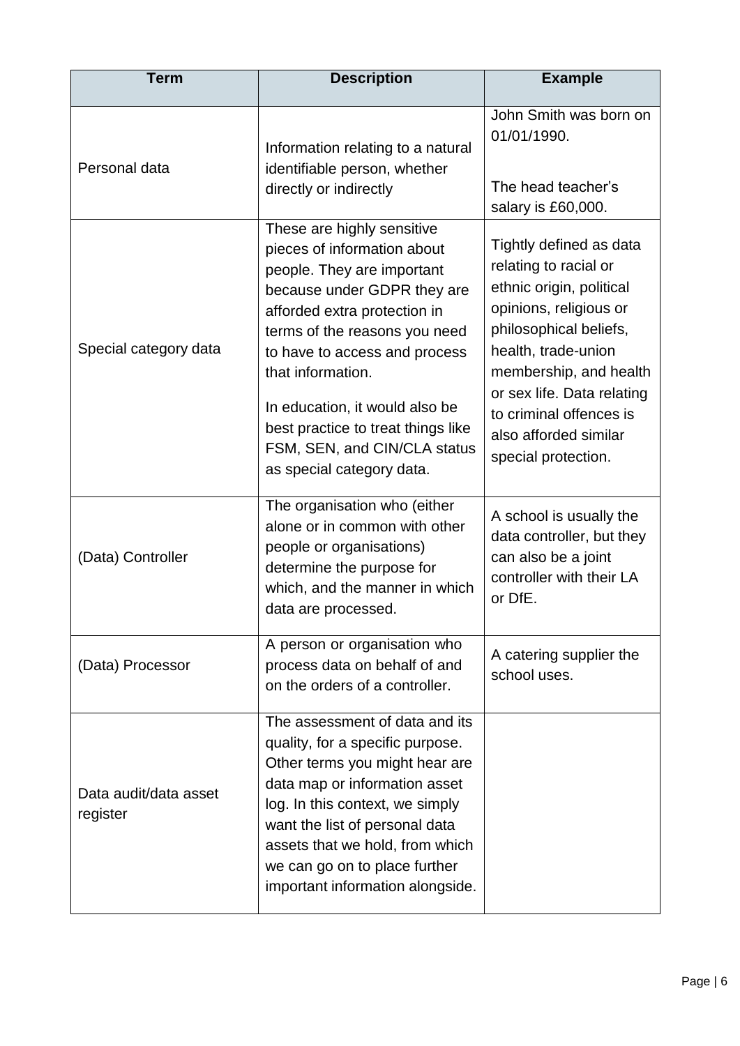| Term | Description | Example |
| --- | --- | --- |
| Personal data | Information relating to a natural identifiable person, whether directly or indirectly | John Smith was born on 01/01/1990.<br><br>The head teacher's salary is £60,000. |
| Special category data | These are highly sensitive pieces of information about people. They are important because under GDPR they are afforded extra protection in terms of the reasons you need to have to access and process that information.<br><br>In education, it would also be best practice to treat things like FSM, SEN, and CIN/CLA status as special category data. | Tightly defined as data relating to racial or ethnic origin, political opinions, religious or philosophical beliefs, health, trade-union membership, and health or sex life. Data relating to criminal offences is also afforded similar special protection. |
| (Data) Controller | The organisation who (either alone or in common with other people or organisations) determine the purpose for which, and the manner in which data are processed. | A school is usually the data controller, but they can also be a joint controller with their LA or DfE. |
| (Data) Processor | A person or organisation who process data on behalf of and on the orders of a controller. | A catering supplier the school uses. |
| Data audit/data asset register | The assessment of data and its quality, for a specific purpose. Other terms you might hear are data map or information asset log. In this context, we simply want the list of personal data assets that we hold, from which we can go on to place further important information alongside. | |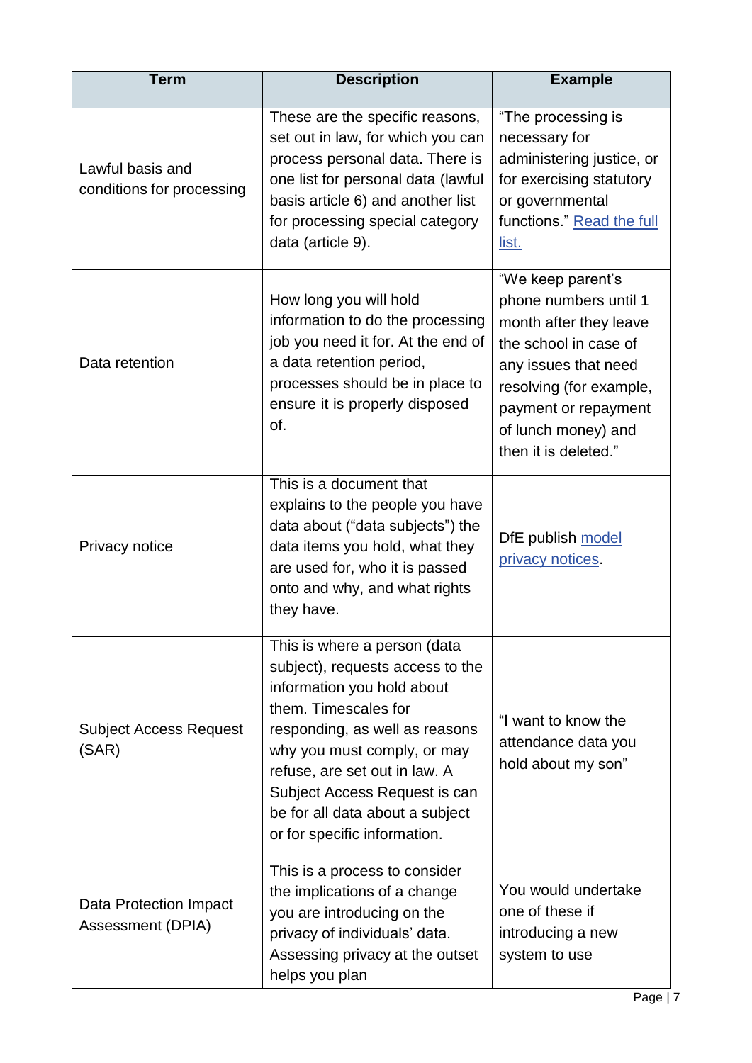| Term | Description | Example |
| --- | --- | --- |
| Lawful basis and conditions for processing | These are the specific reasons, set out in law, for which you can process personal data. There is one list for personal data (lawful basis article 6) and another list for processing special category data (article 9). | "The processing is necessary for administering justice, or for exercising statutory or governmental functions." Read the full list. |
| Data retention | How long you will hold information to do the processing job you need it for. At the end of a data retention period, processes should be in place to ensure it is properly disposed of. | "We keep parent's phone numbers until 1 month after they leave the school in case of any issues that need resolving (for example, payment or repayment of lunch money) and then it is deleted." |
| Privacy notice | This is a document that explains to the people you have data about ("data subjects") the data items you hold, what they are used for, who it is passed onto and why, and what rights they have. | DfE publish model privacy notices. |
| Subject Access Request (SAR) | This is where a person (data subject), requests access to the information you hold about them. Timescales for responding, as well as reasons why you must comply, or may refuse, are set out in law. A Subject Access Request is can be for all data about a subject or for specific information. | "I want to know the attendance data you hold about my son" |
| Data Protection Impact Assessment (DPIA) | This is a process to consider the implications of a change you are introducing on the privacy of individuals' data. Assessing privacy at the outset helps you plan | You would undertake one of these if introducing a new system to use |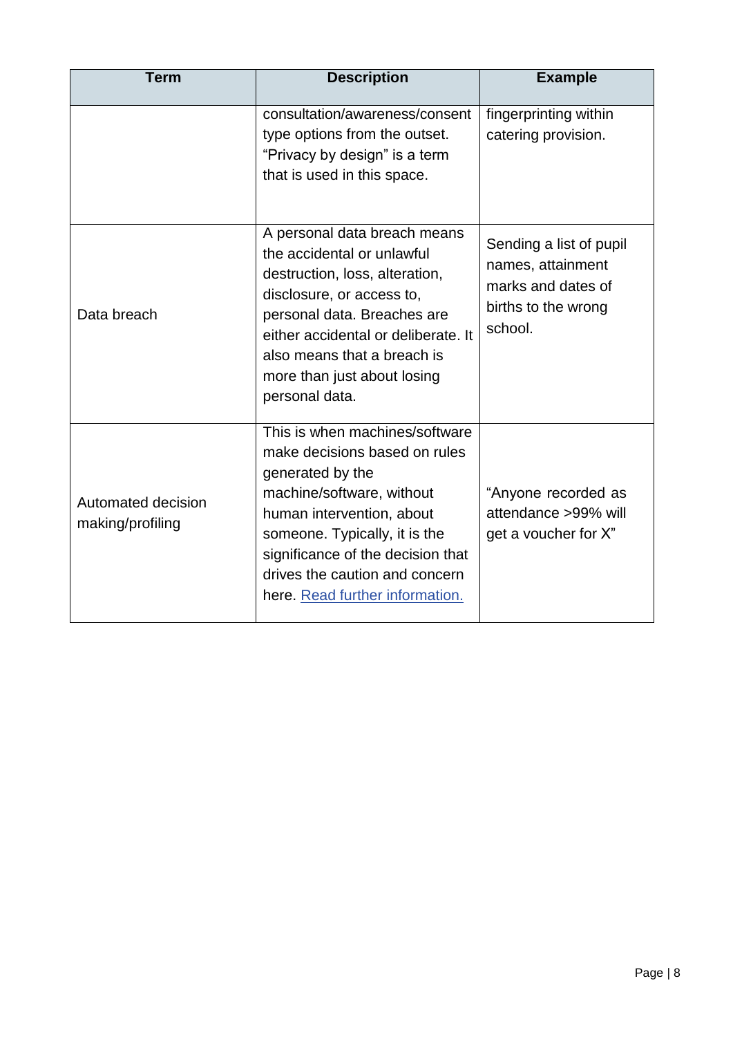| Term | Description | Example |
| --- | --- | --- |
| | consultation/awareness/consent type options from the outset. "Privacy by design" is a term that is used in this space. | fingerprinting within catering provision. |
| Data breach | A personal data breach means the accidental or unlawful destruction, loss, alteration, disclosure, or access to, personal data. Breaches are either accidental or deliberate. It also means that a breach is more than just about losing personal data. | Sending a list of pupil names, attainment marks and dates of births to the wrong school. |
| Automated decision making/profiling | This is when machines/software make decisions based on rules generated by the machine/software, without human intervention, about someone. Typically, it is the significance of the decision that drives the caution and concern here. Read further information. | "Anyone recorded as attendance >99% will get a voucher for X" |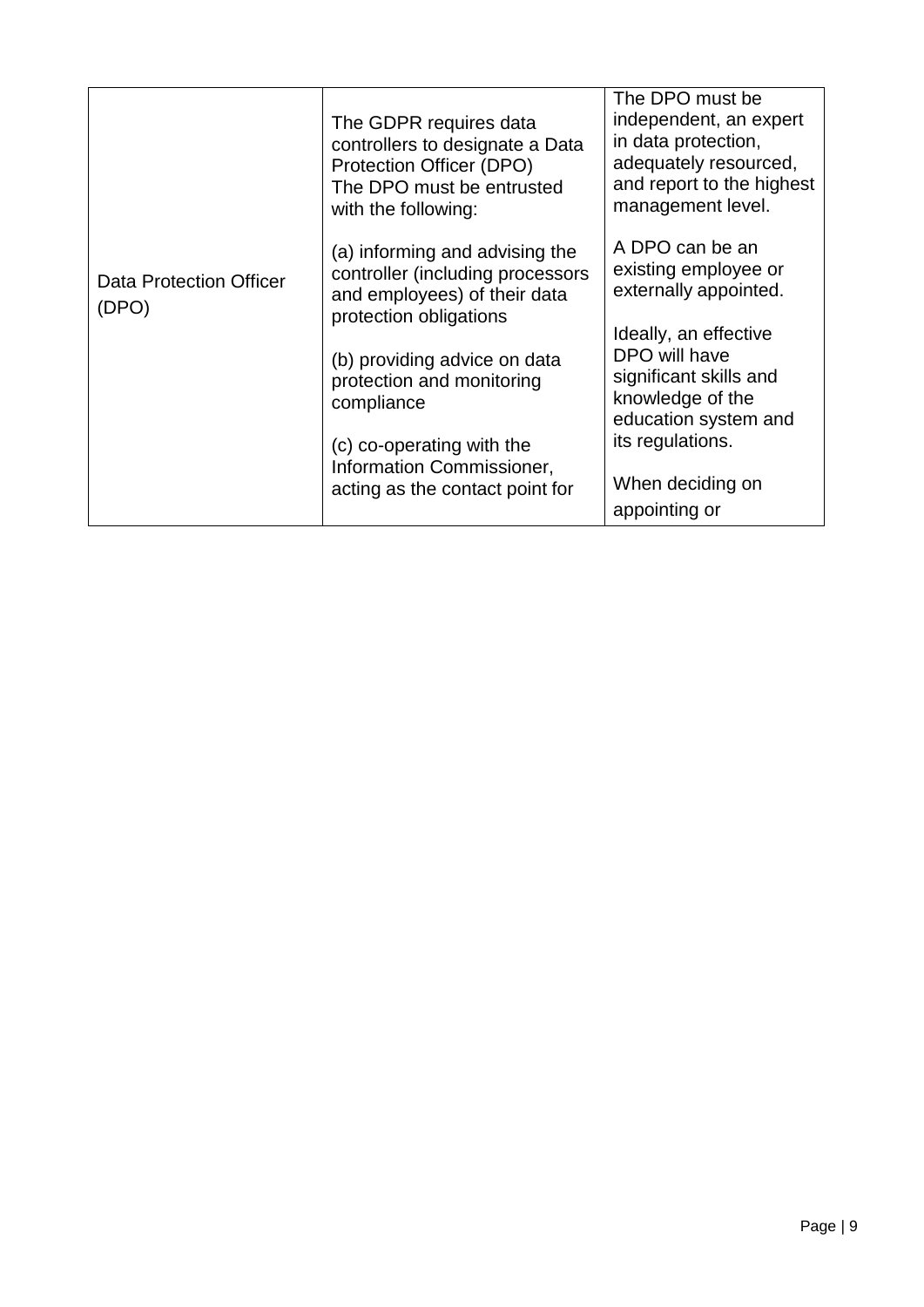| | | |
|---|---|---|
| Data Protection Officer (DPO) | The GDPR requires data controllers to designate a Data Protection Officer (DPO)<br>The DPO must be entrusted with the following:<br><br>(a) informing and advising the controller (including processors and employees) of their data protection obligations<br><br>(b) providing advice on data protection and monitoring compliance<br><br>(c) co-operating with the Information Commissioner, acting as the contact point for | The DPO must be independent, an expert in data protection, adequately resourced, and report to the highest management level.<br><br>A DPO can be an existing employee or externally appointed.<br><br>Ideally, an effective DPO will have significant skills and knowledge of the education system and its regulations.<br><br>When deciding on appointing or |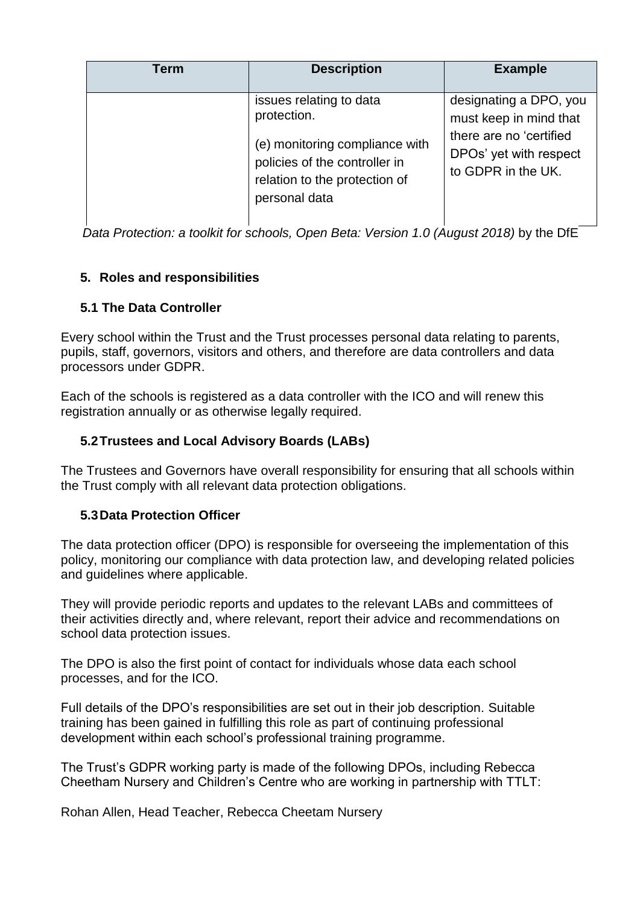| Term | Description | Example |
|---|---|---|
| | issues relating to data protection.<br><br>(e) monitoring compliance with policies of the controller in relation to the protection of personal data | designating a DPO, you must keep in mind that there are no 'certified DPOs' yet with respect to GDPR in the UK. |

*Data Protection: a toolkit for schools, Open Beta: Version 1.0 (August 2018)* by the DfE

## 5. Roles and responsibilities

### 5.1 The Data Controller

Every school within the Trust and the Trust processes personal data relating to parents, pupils, staff, governors, visitors and others, and therefore are data controllers and data processors under GDPR.

Each of the schools is registered as a data controller with the ICO and will renew this registration annually or as otherwise legally required.

### 5.2 Trustees and Local Advisory Boards (LABs)

The Trustees and Governors have overall responsibility for ensuring that all schools within the Trust comply with all relevant data protection obligations.

### 5.3 Data Protection Officer

The data protection officer (DPO) is responsible for overseeing the implementation of this policy, monitoring our compliance with data protection law, and developing related policies and guidelines where applicable.

They will provide periodic reports and updates to the relevant LABs and committees of their activities directly and, where relevant, report their advice and recommendations on school data protection issues.

The DPO is also the first point of contact for individuals whose data each school processes, and for the ICO.

Full details of the DPO's responsibilities are set out in their job description. Suitable training has been gained in fulfilling this role as part of continuing professional development within each school's professional training programme.

The Trust's GDPR working party is made of the following DPOs, including Rebecca Cheetham Nursery and Children's Centre who are working in partnership with TTLT:

Rohan Allen, Head Teacher, Rebecca Cheetam Nursery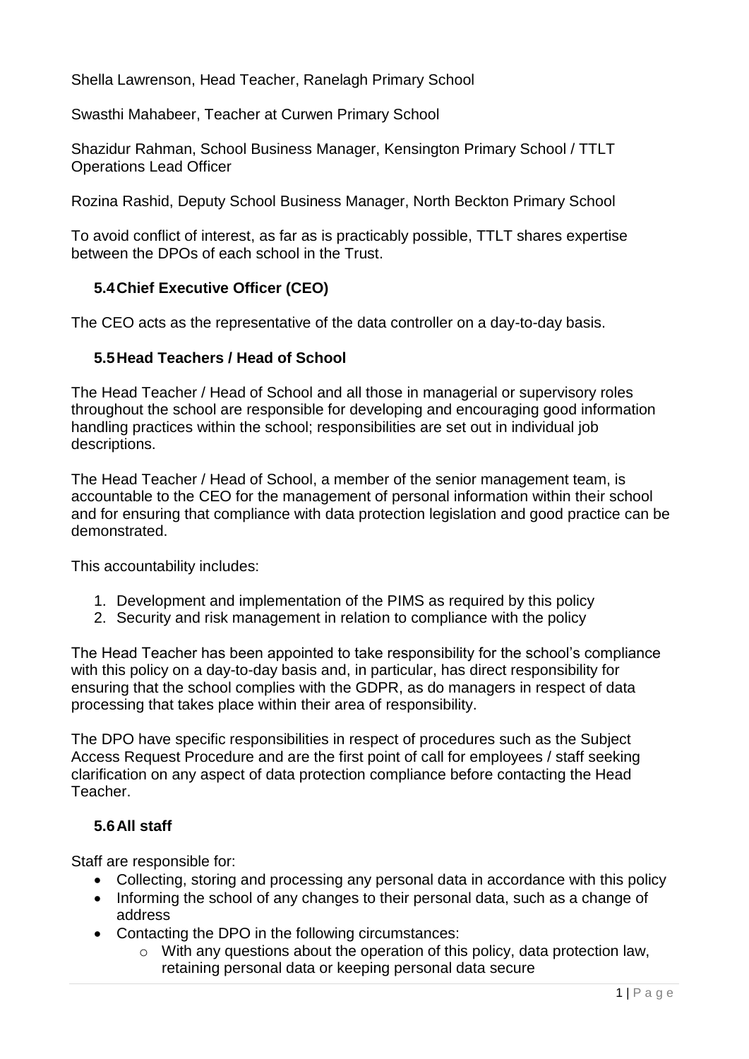Shella Lawrenson, Head Teacher, Ranelagh Primary School

Swasthi Mahabeer, Teacher at Curwen Primary School

Shazidur Rahman, School Business Manager, Kensington Primary School / TTLT Operations Lead Officer

Rozina Rashid, Deputy School Business Manager, North Beckton Primary School

To avoid conflict of interest, as far as is practicably possible, TTLT shares expertise between the DPOs of each school in the Trust.

### 5.4 Chief Executive Officer (CEO)

The CEO acts as the representative of the data controller on a day-to-day basis.

### 5.5 Head Teachers / Head of School

The Head Teacher / Head of School and all those in managerial or supervisory roles throughout the school are responsible for developing and encouraging good information handling practices within the school; responsibilities are set out in individual job descriptions.

The Head Teacher / Head of School, a member of the senior management team, is accountable to the CEO for the management of personal information within their school and for ensuring that compliance with data protection legislation and good practice can be demonstrated.

This accountability includes:

1. Development and implementation of the PIMS as required by this policy
2. Security and risk management in relation to compliance with the policy

The Head Teacher has been appointed to take responsibility for the school's compliance with this policy on a day-to-day basis and, in particular, has direct responsibility for ensuring that the school complies with the GDPR, as do managers in respect of data processing that takes place within their area of responsibility.

The DPO have specific responsibilities in respect of procedures such as the Subject Access Request Procedure and are the first point of call for employees / staff seeking clarification on any aspect of data protection compliance before contacting the Head Teacher.

### 5.6 All staff

Staff are responsible for:

- Collecting, storing and processing any personal data in accordance with this policy
- Informing the school of any changes to their personal data, such as a change of address
- Contacting the DPO in the following circumstances:
  - With any questions about the operation of this policy, data protection law, retaining personal data or keeping personal data secure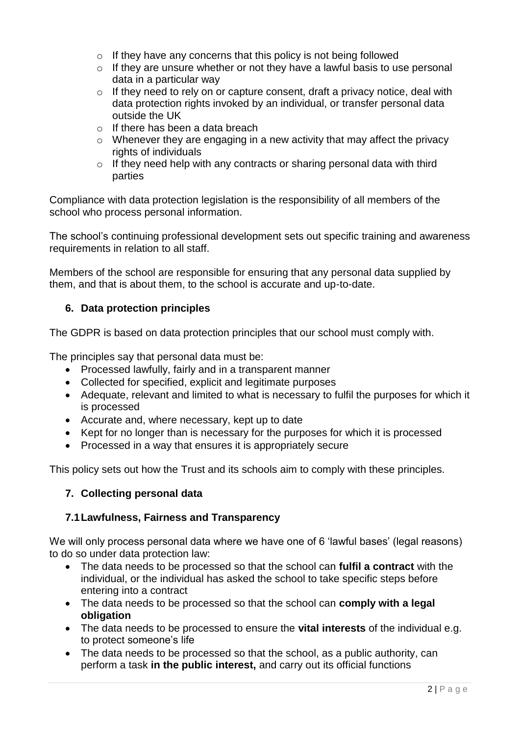- If they have any concerns that this policy is not being followed
  - If they are unsure whether or not they have a lawful basis to use personal data in a particular way
  - If they need to rely on or capture consent, draft a privacy notice, deal with data protection rights invoked by an individual, or transfer personal data outside the UK
  - If there has been a data breach
  - Whenever they are engaging in a new activity that may affect the privacy rights of individuals
  - If they need help with any contracts or sharing personal data with third parties

Compliance with data protection legislation is the responsibility of all members of the school who process personal information.

The school's continuing professional development sets out specific training and awareness requirements in relation to all staff.

Members of the school are responsible for ensuring that any personal data supplied by them, and that is about them, to the school is accurate and up-to-date.

## 6. Data protection principles

The GDPR is based on data protection principles that our school must comply with.

The principles say that personal data must be:

- Processed lawfully, fairly and in a transparent manner
- Collected for specified, explicit and legitimate purposes
- Adequate, relevant and limited to what is necessary to fulfil the purposes for which it is processed
- Accurate and, where necessary, kept up to date
- Kept for no longer than is necessary for the purposes for which it is processed
- Processed in a way that ensures it is appropriately secure

This policy sets out how the Trust and its schools aim to comply with these principles.

## 7. Collecting personal data

### 7.1 Lawfulness, Fairness and Transparency

We will only process personal data where we have one of 6 'lawful bases' (legal reasons) to do so under data protection law:

- The data needs to be processed so that the school can **fulfil a contract** with the individual, or the individual has asked the school to take specific steps before entering into a contract
- The data needs to be processed so that the school can **comply with a legal obligation**
- The data needs to be processed to ensure the **vital interests** of the individual e.g. to protect someone's life
- The data needs to be processed so that the school, as a public authority, can perform a task **in the public interest,** and carry out its official functions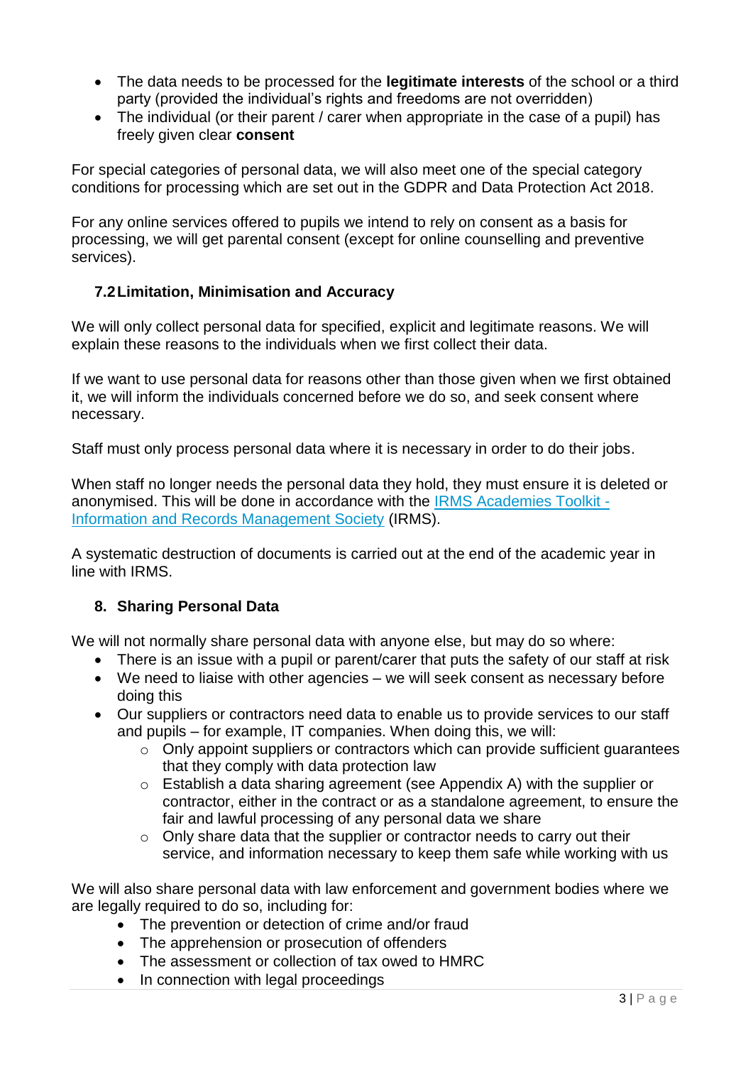- The data needs to be processed for the **legitimate interests** of the school or a third party (provided the individual's rights and freedoms are not overridden)
- The individual (or their parent / carer when appropriate in the case of a pupil) has freely given clear **consent**

For special categories of personal data, we will also meet one of the special category conditions for processing which are set out in the GDPR and Data Protection Act 2018.

For any online services offered to pupils we intend to rely on consent as a basis for processing, we will get parental consent (except for online counselling and preventive services).

### 7.2 Limitation, Minimisation and Accuracy

We will only collect personal data for specified, explicit and legitimate reasons. We will explain these reasons to the individuals when we first collect their data.

If we want to use personal data for reasons other than those given when we first obtained it, we will inform the individuals concerned before we do so, and seek consent where necessary.

Staff must only process personal data where it is necessary in order to do their jobs.

When staff no longer needs the personal data they hold, they must ensure it is deleted or anonymised. This will be done in accordance with the IRMS Academies Toolkit - Information and Records Management Society (IRMS).

A systematic destruction of documents is carried out at the end of the academic year in line with IRMS.

## 8. Sharing Personal Data

We will not normally share personal data with anyone else, but may do so where:

- There is an issue with a pupil or parent/carer that puts the safety of our staff at risk
- We need to liaise with other agencies – we will seek consent as necessary before doing this
- Our suppliers or contractors need data to enable us to provide services to our staff and pupils – for example, IT companies. When doing this, we will:
  - Only appoint suppliers or contractors which can provide sufficient guarantees that they comply with data protection law
  - Establish a data sharing agreement (see Appendix A) with the supplier or contractor, either in the contract or as a standalone agreement, to ensure the fair and lawful processing of any personal data we share
  - Only share data that the supplier or contractor needs to carry out their service, and information necessary to keep them safe while working with us

We will also share personal data with law enforcement and government bodies where we are legally required to do so, including for:

- The prevention or detection of crime and/or fraud
- The apprehension or prosecution of offenders
- The assessment or collection of tax owed to HMRC
- In connection with legal proceedings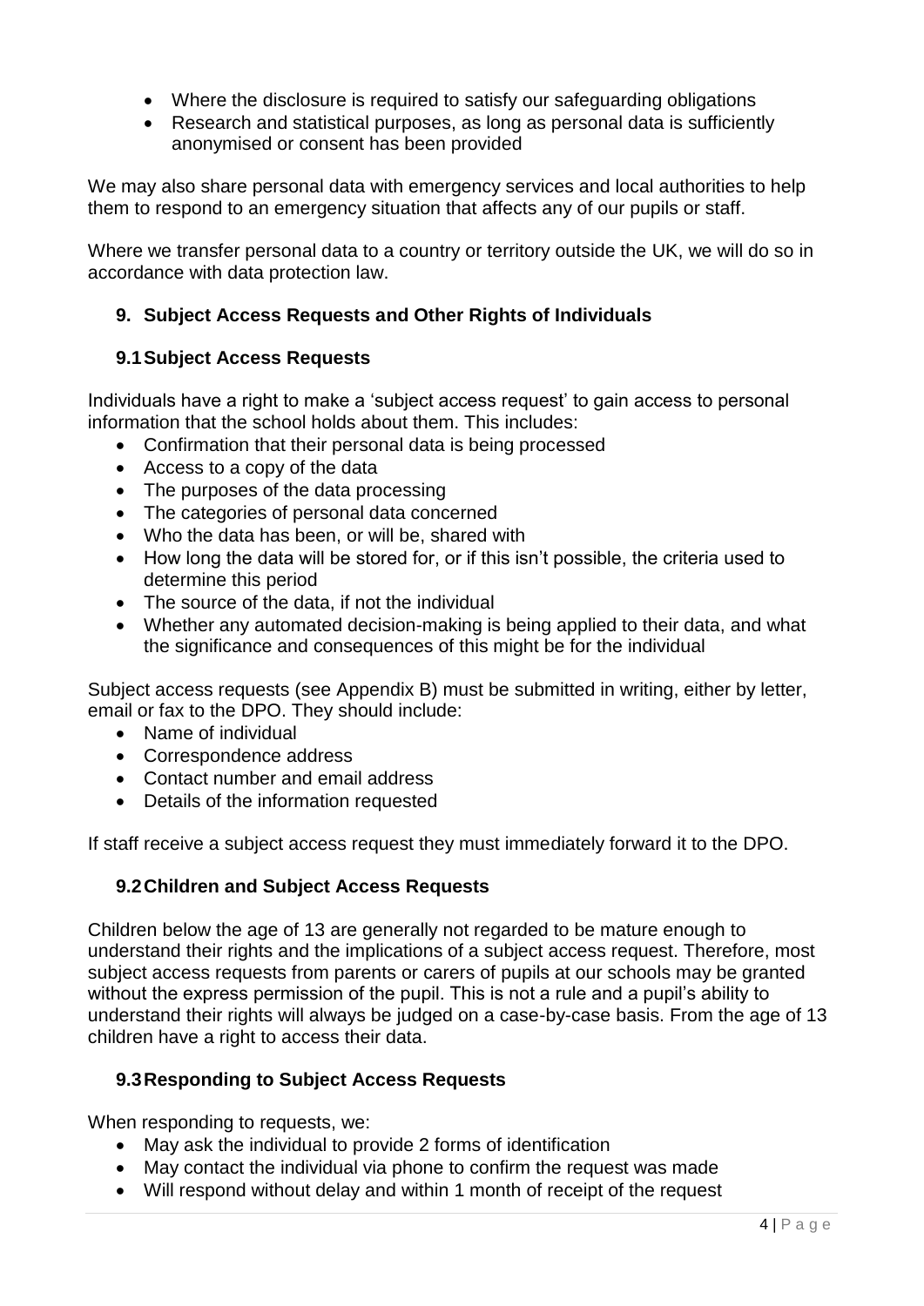- Where the disclosure is required to satisfy our safeguarding obligations
- Research and statistical purposes, as long as personal data is sufficiently anonymised or consent has been provided

We may also share personal data with emergency services and local authorities to help them to respond to an emergency situation that affects any of our pupils or staff.

Where we transfer personal data to a country or territory outside the UK, we will do so in accordance with data protection law.

## 9. Subject Access Requests and Other Rights of Individuals

### 9.1 Subject Access Requests

Individuals have a right to make a 'subject access request' to gain access to personal information that the school holds about them. This includes:

- Confirmation that their personal data is being processed
- Access to a copy of the data
- The purposes of the data processing
- The categories of personal data concerned
- Who the data has been, or will be, shared with
- How long the data will be stored for, or if this isn't possible, the criteria used to determine this period
- The source of the data, if not the individual
- Whether any automated decision-making is being applied to their data, and what the significance and consequences of this might be for the individual

Subject access requests (see Appendix B) must be submitted in writing, either by letter, email or fax to the DPO. They should include:

- Name of individual
- Correspondence address
- Contact number and email address
- Details of the information requested

If staff receive a subject access request they must immediately forward it to the DPO.

### 9.2 Children and Subject Access Requests

Children below the age of 13 are generally not regarded to be mature enough to understand their rights and the implications of a subject access request. Therefore, most subject access requests from parents or carers of pupils at our schools may be granted without the express permission of the pupil. This is not a rule and a pupil's ability to understand their rights will always be judged on a case-by-case basis. From the age of 13 children have a right to access their data.

### 9.3 Responding to Subject Access Requests

When responding to requests, we:

- May ask the individual to provide 2 forms of identification
- May contact the individual via phone to confirm the request was made
- Will respond without delay and within 1 month of receipt of the request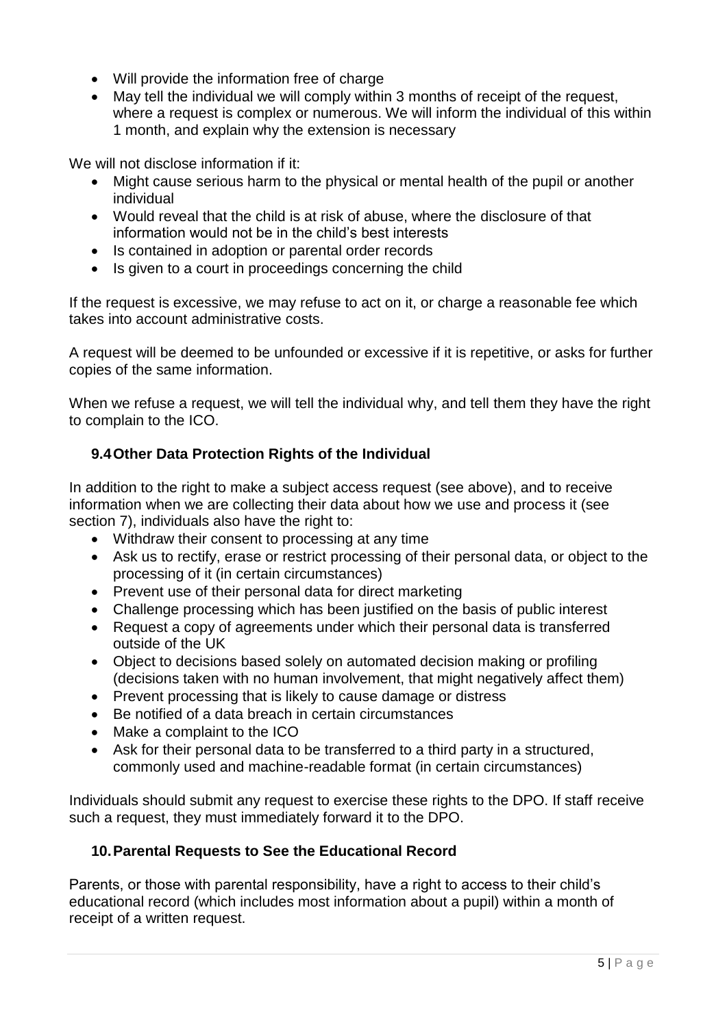- Will provide the information free of charge
- May tell the individual we will comply within 3 months of receipt of the request, where a request is complex or numerous. We will inform the individual of this within 1 month, and explain why the extension is necessary

We will not disclose information if it:

- Might cause serious harm to the physical or mental health of the pupil or another individual
- Would reveal that the child is at risk of abuse, where the disclosure of that information would not be in the child's best interests
- Is contained in adoption or parental order records
- Is given to a court in proceedings concerning the child

If the request is excessive, we may refuse to act on it, or charge a reasonable fee which takes into account administrative costs.

A request will be deemed to be unfounded or excessive if it is repetitive, or asks for further copies of the same information.

When we refuse a request, we will tell the individual why, and tell them they have the right to complain to the ICO.

### 9.4 Other Data Protection Rights of the Individual

In addition to the right to make a subject access request (see above), and to receive information when we are collecting their data about how we use and process it (see section 7), individuals also have the right to:

- Withdraw their consent to processing at any time
- Ask us to rectify, erase or restrict processing of their personal data, or object to the processing of it (in certain circumstances)
- Prevent use of their personal data for direct marketing
- Challenge processing which has been justified on the basis of public interest
- Request a copy of agreements under which their personal data is transferred outside of the UK
- Object to decisions based solely on automated decision making or profiling (decisions taken with no human involvement, that might negatively affect them)
- Prevent processing that is likely to cause damage or distress
- Be notified of a data breach in certain circumstances
- Make a complaint to the ICO
- Ask for their personal data to be transferred to a third party in a structured, commonly used and machine-readable format (in certain circumstances)

Individuals should submit any request to exercise these rights to the DPO. If staff receive such a request, they must immediately forward it to the DPO.

## 10. Parental Requests to See the Educational Record

Parents, or those with parental responsibility, have a right to access to their child's educational record (which includes most information about a pupil) within a month of receipt of a written request.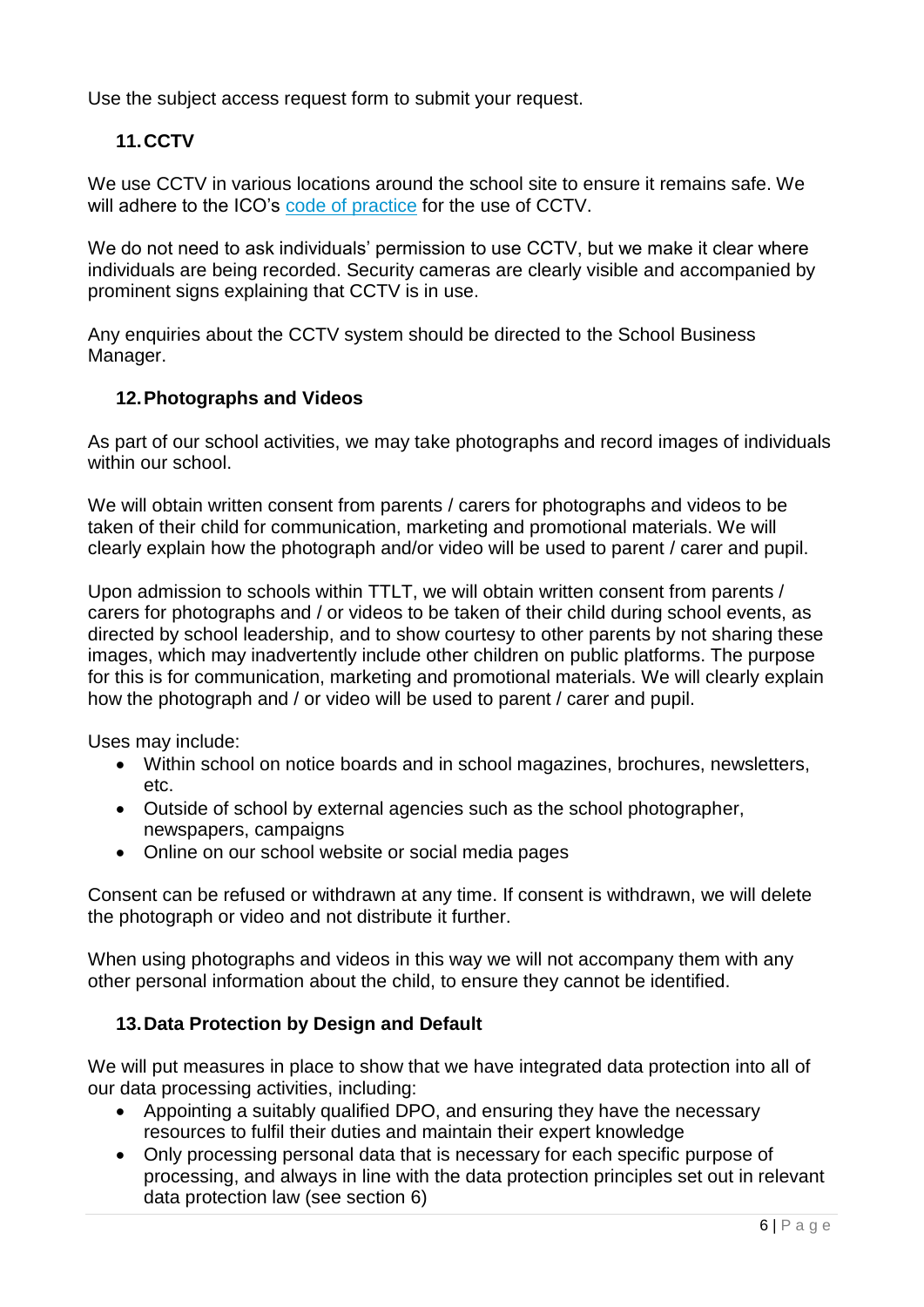Use the subject access request form to submit your request.

## 11. CCTV

We use CCTV in various locations around the school site to ensure it remains safe. We will adhere to the ICO's code of practice for the use of CCTV.

We do not need to ask individuals' permission to use CCTV, but we make it clear where individuals are being recorded. Security cameras are clearly visible and accompanied by prominent signs explaining that CCTV is in use.

Any enquiries about the CCTV system should be directed to the School Business Manager.

## 12. Photographs and Videos

As part of our school activities, we may take photographs and record images of individuals within our school.

We will obtain written consent from parents / carers for photographs and videos to be taken of their child for communication, marketing and promotional materials. We will clearly explain how the photograph and/or video will be used to parent / carer and pupil.

Upon admission to schools within TTLT, we will obtain written consent from parents / carers for photographs and / or videos to be taken of their child during school events, as directed by school leadership, and to show courtesy to other parents by not sharing these images, which may inadvertently include other children on public platforms. The purpose for this is for communication, marketing and promotional materials. We will clearly explain how the photograph and / or video will be used to parent / carer and pupil.

Uses may include:

- Within school on notice boards and in school magazines, brochures, newsletters, etc.
- Outside of school by external agencies such as the school photographer, newspapers, campaigns
- Online on our school website or social media pages

Consent can be refused or withdrawn at any time. If consent is withdrawn, we will delete the photograph or video and not distribute it further.

When using photographs and videos in this way we will not accompany them with any other personal information about the child, to ensure they cannot be identified.

## 13. Data Protection by Design and Default

We will put measures in place to show that we have integrated data protection into all of our data processing activities, including:

- Appointing a suitably qualified DPO, and ensuring they have the necessary resources to fulfil their duties and maintain their expert knowledge
- Only processing personal data that is necessary for each specific purpose of processing, and always in line with the data protection principles set out in relevant data protection law (see section 6)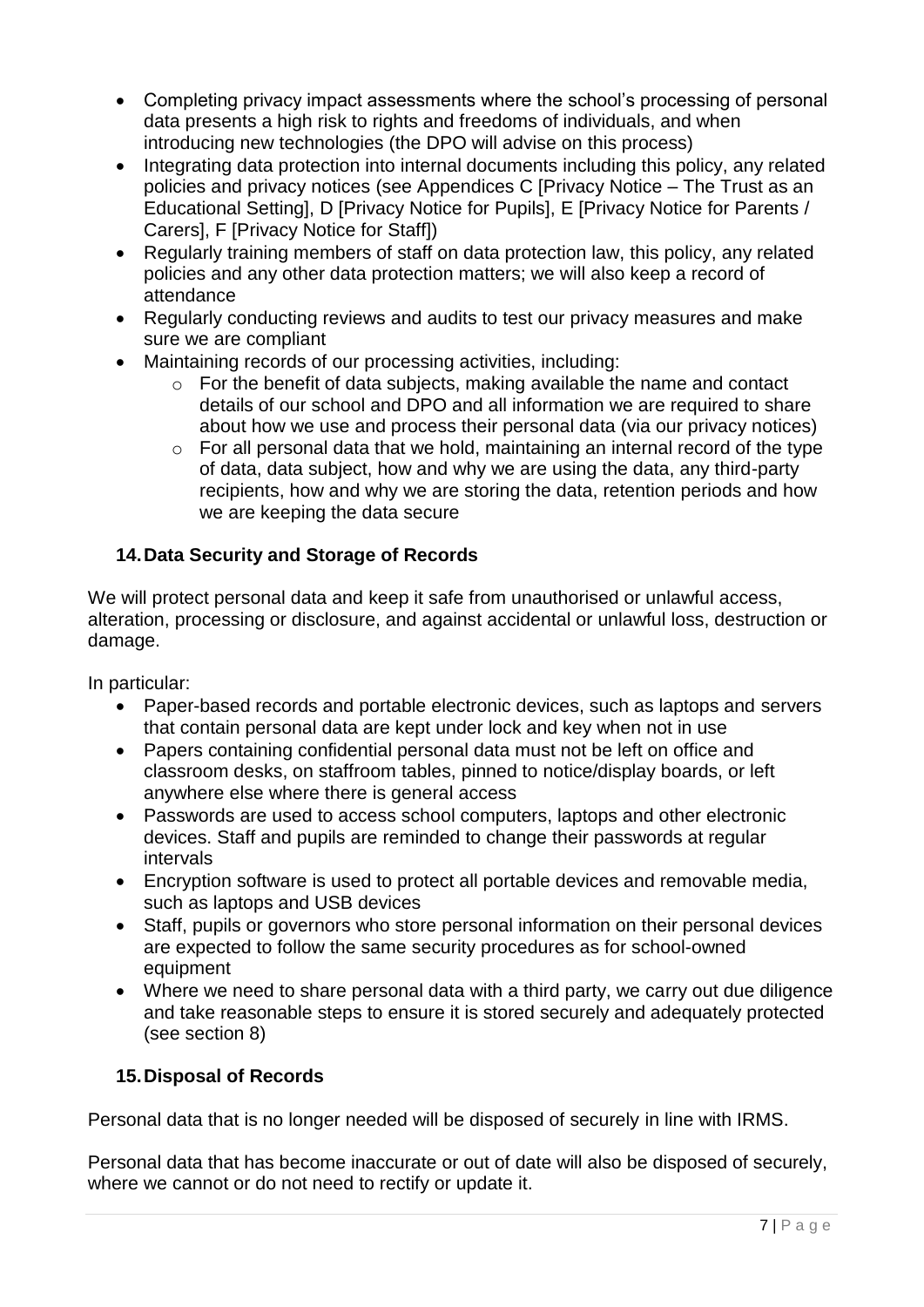- Completing privacy impact assessments where the school's processing of personal data presents a high risk to rights and freedoms of individuals, and when introducing new technologies (the DPO will advise on this process)
- Integrating data protection into internal documents including this policy, any related policies and privacy notices (see Appendices C [Privacy Notice – The Trust as an Educational Setting], D [Privacy Notice for Pupils], E [Privacy Notice for Parents / Carers], F [Privacy Notice for Staff])
- Regularly training members of staff on data protection law, this policy, any related policies and any other data protection matters; we will also keep a record of attendance
- Regularly conducting reviews and audits to test our privacy measures and make sure we are compliant
- Maintaining records of our processing activities, including:
    - For the benefit of data subjects, making available the name and contact details of our school and DPO and all information we are required to share about how we use and process their personal data (via our privacy notices)
    - For all personal data that we hold, maintaining an internal record of the type of data, data subject, how and why we are using the data, any third-party recipients, how and why we are storing the data, retention periods and how we are keeping the data secure

## 14. Data Security and Storage of Records

We will protect personal data and keep it safe from unauthorised or unlawful access, alteration, processing or disclosure, and against accidental or unlawful loss, destruction or damage.

In particular:

- Paper-based records and portable electronic devices, such as laptops and servers that contain personal data are kept under lock and key when not in use
- Papers containing confidential personal data must not be left on office and classroom desks, on staffroom tables, pinned to notice/display boards, or left anywhere else where there is general access
- Passwords are used to access school computers, laptops and other electronic devices. Staff and pupils are reminded to change their passwords at regular intervals
- Encryption software is used to protect all portable devices and removable media, such as laptops and USB devices
- Staff, pupils or governors who store personal information on their personal devices are expected to follow the same security procedures as for school-owned equipment
- Where we need to share personal data with a third party, we carry out due diligence and take reasonable steps to ensure it is stored securely and adequately protected (see section 8)

## 15. Disposal of Records

Personal data that is no longer needed will be disposed of securely in line with IRMS.

Personal data that has become inaccurate or out of date will also be disposed of securely, where we cannot or do not need to rectify or update it.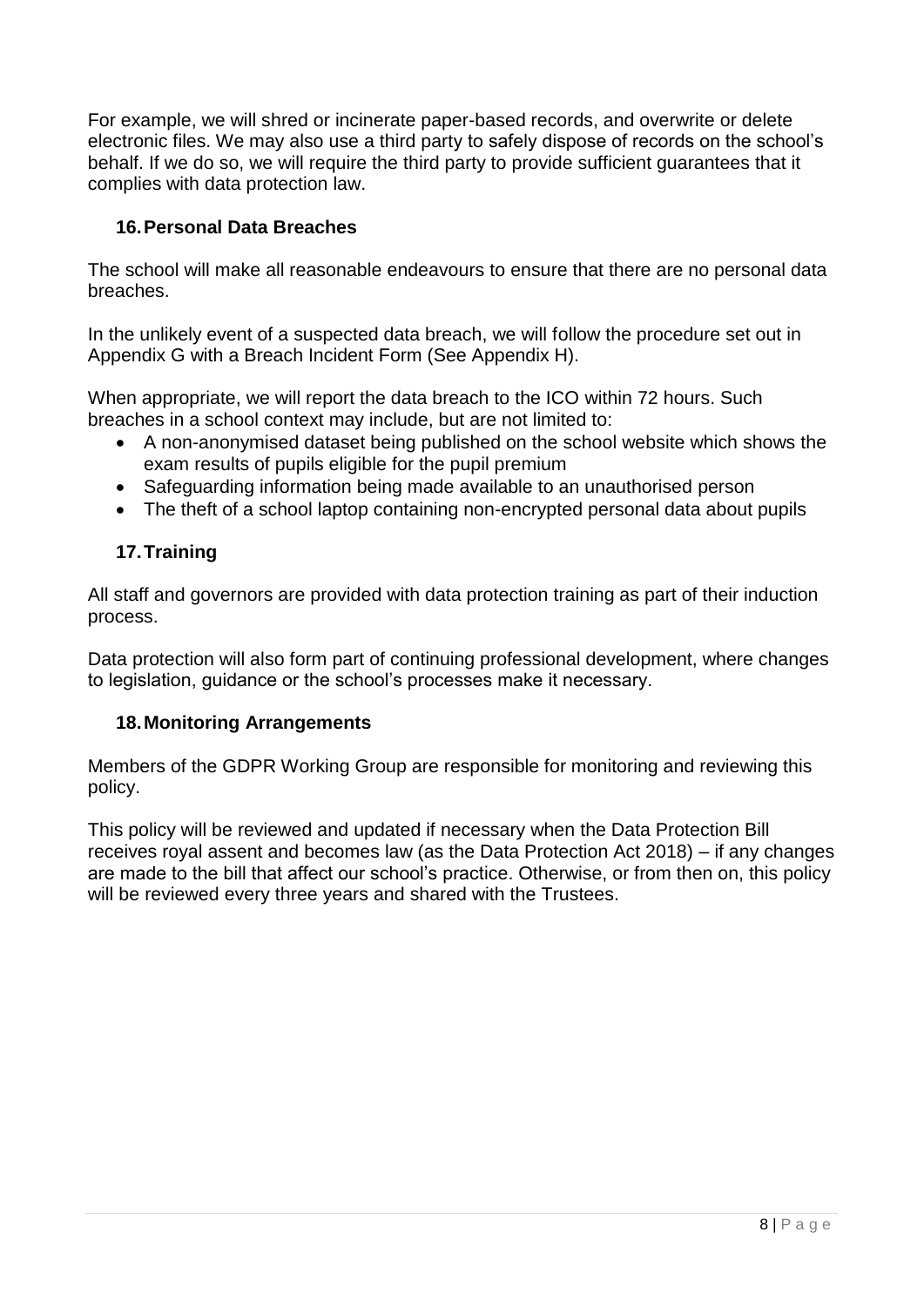For example, we will shred or incinerate paper-based records, and overwrite or delete electronic files. We may also use a third party to safely dispose of records on the school's behalf. If we do so, we will require the third party to provide sufficient guarantees that it complies with data protection law.

## 16. Personal Data Breaches

The school will make all reasonable endeavours to ensure that there are no personal data breaches.

In the unlikely event of a suspected data breach, we will follow the procedure set out in Appendix G with a Breach Incident Form (See Appendix H).

When appropriate, we will report the data breach to the ICO within 72 hours. Such breaches in a school context may include, but are not limited to:

- A non-anonymised dataset being published on the school website which shows the exam results of pupils eligible for the pupil premium
- Safeguarding information being made available to an unauthorised person
- The theft of a school laptop containing non-encrypted personal data about pupils

## 17. Training

All staff and governors are provided with data protection training as part of their induction process.

Data protection will also form part of continuing professional development, where changes to legislation, guidance or the school's processes make it necessary.

## 18. Monitoring Arrangements

Members of the GDPR Working Group are responsible for monitoring and reviewing this policy.

This policy will be reviewed and updated if necessary when the Data Protection Bill receives royal assent and becomes law (as the Data Protection Act 2018) – if any changes are made to the bill that affect our school's practice. Otherwise, or from then on, this policy will be reviewed every three years and shared with the Trustees.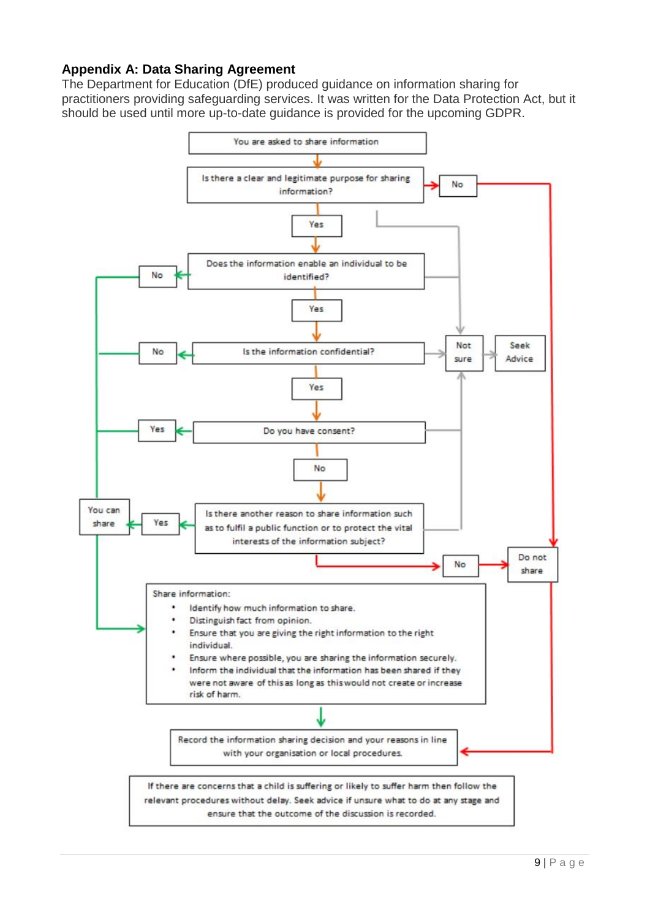## Appendix A: Data Sharing Agreement

The Department for Education (DfE) produced guidance on information sharing for practitioners providing safeguarding services. It was written for the Data Protection Act, but it should be used until more up-to-date guidance is provided for the upcoming GDPR.

You are asked to share information

Is there a clear and legitimate purpose for sharing information?

- No → Do not share
- Yes ↓
- Not sure → Seek Advice

Does the information enable an individual to be identified?

- No → You can share
- Yes ↓
- Not sure → Seek Advice

Is the information confidential?

- No → You can share
- Yes ↓
- Not sure → Seek Advice

Do you have consent?

- Yes → You can share
- No ↓
- Not sure → Seek Advice

Is there another reason to share information such as to fulfil a public function or to protect the vital interests of the information subject?

- Yes → You can share
- No → Do not share
- Not sure → Seek Advice

Share information:

- Identify how much information to share.
- Distinguish fact from opinion.
- Ensure that you are giving the right information to the right individual.
- Ensure where possible, you are sharing the information securely.
- Inform the individual that the information has been shared if they were not aware of this as long as this would not create or increase risk of harm.

Record the information sharing decision and your reasons in line with your organisation or local procedures.

If there are concerns that a child is suffering or likely to suffer harm then follow the relevant procedures without delay. Seek advice if unsure what to do at any stage and ensure that the outcome of the discussion is recorded.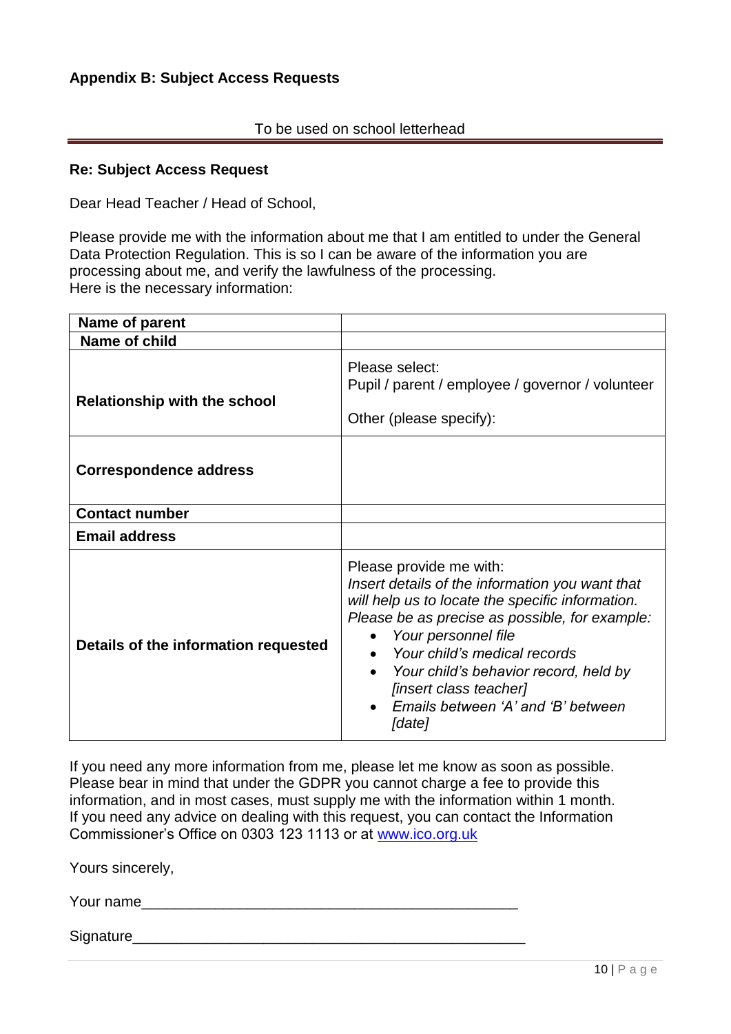**Appendix B: Subject Access Requests**

To be used on school letterhead

**Re: Subject Access Request**

Dear Head Teacher / Head of School,

Please provide me with the information about me that I am entitled to under the General Data Protection Regulation. This is so I can be aware of the information you are processing about me, and verify the lawfulness of the processing.
Here is the necessary information:

| | |
|---|---|
| **Name of parent** | |
| **Name of child** | |
| **Relationship with the school** | Please select:<br>Pupil / parent / employee / governor / volunteer<br><br>Other (please specify): |
| **Correspondence address** | |
| **Contact number** | |
| **Email address** | |
| **Details of the information requested** | Please provide me with:<br>*Insert details of the information you want that will help us to locate the specific information. Please be as precise as possible, for example:*<br>• *Your personnel file*<br>• *Your child's medical records*<br>• *Your child's behavior record, held by [insert class teacher]*<br>• *Emails between 'A' and 'B' between [date]* |

If you need any more information from me, please let me know as soon as possible. Please bear in mind that under the GDPR you cannot charge a fee to provide this information, and in most cases, must supply me with the information within 1 month. If you need any advice on dealing with this request, you can contact the Information Commissioner's Office on 0303 123 1113 or at www.ico.org.uk

Yours sincerely,

Your name_______________________________________________

Signature_________________________________________________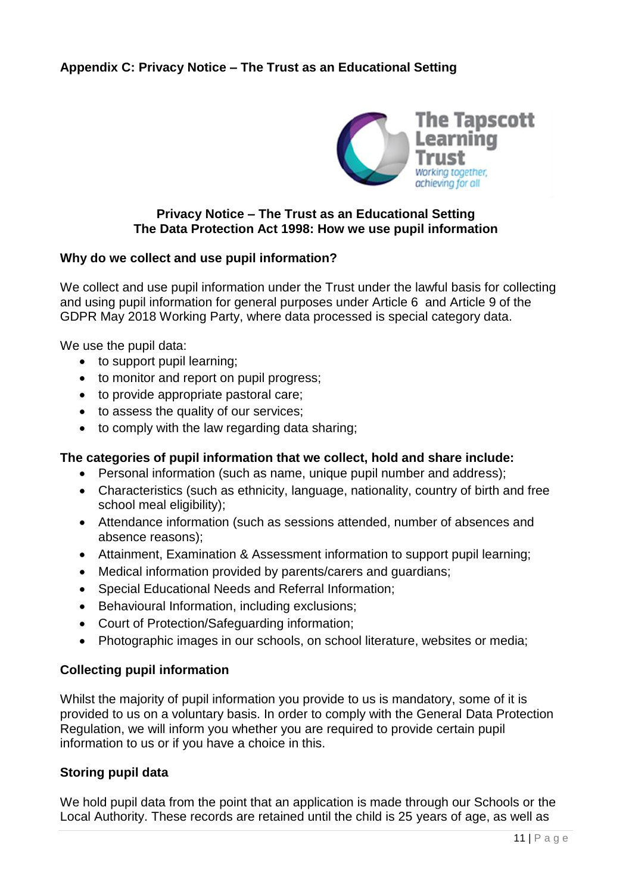## Appendix C: Privacy Notice – The Trust as an Educational Setting

The Tapscott Learning Trust
*Working together, achieving for all*

**Privacy Notice – The Trust as an Educational Setting**
**The Data Protection Act 1998: How we use pupil information**

### Why do we collect and use pupil information?

We collect and use pupil information under the Trust under the lawful basis for collecting and using pupil information for general purposes under Article 6 and Article 9 of the GDPR May 2018 Working Party, where data processed is special category data.

We use the pupil data:

- to support pupil learning;
- to monitor and report on pupil progress;
- to provide appropriate pastoral care;
- to assess the quality of our services;
- to comply with the law regarding data sharing;

### The categories of pupil information that we collect, hold and share include:

- Personal information (such as name, unique pupil number and address);
- Characteristics (such as ethnicity, language, nationality, country of birth and free school meal eligibility);
- Attendance information (such as sessions attended, number of absences and absence reasons);
- Attainment, Examination & Assessment information to support pupil learning;
- Medical information provided by parents/carers and guardians;
- Special Educational Needs and Referral Information;
- Behavioural Information, including exclusions;
- Court of Protection/Safeguarding information;
- Photographic images in our schools, on school literature, websites or media;

### Collecting pupil information

Whilst the majority of pupil information you provide to us is mandatory, some of it is provided to us on a voluntary basis. In order to comply with the General Data Protection Regulation, we will inform you whether you are required to provide certain pupil information to us or if you have a choice in this.

### Storing pupil data

We hold pupil data from the point that an application is made through our Schools or the Local Authority. These records are retained until the child is 25 years of age, as well as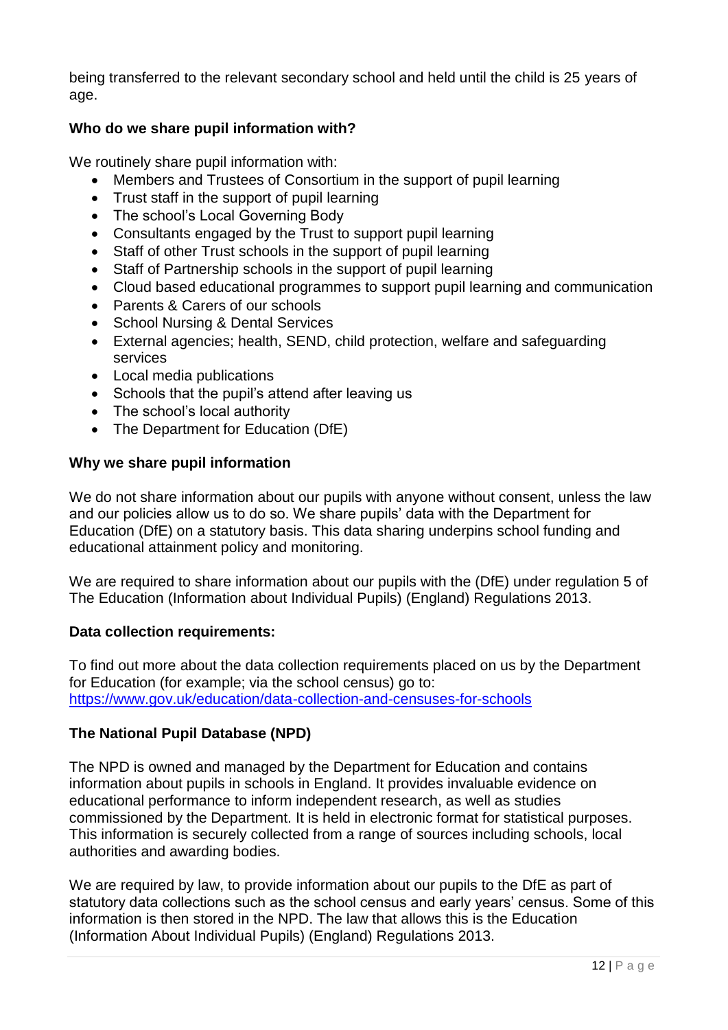being transferred to the relevant secondary school and held until the child is 25 years of age.

**Who do we share pupil information with?**

We routinely share pupil information with:

- Members and Trustees of Consortium in the support of pupil learning
- Trust staff in the support of pupil learning
- The school's Local Governing Body
- Consultants engaged by the Trust to support pupil learning
- Staff of other Trust schools in the support of pupil learning
- Staff of Partnership schools in the support of pupil learning
- Cloud based educational programmes to support pupil learning and communication
- Parents & Carers of our schools
- School Nursing & Dental Services
- External agencies; health, SEND, child protection, welfare and safeguarding services
- Local media publications
- Schools that the pupil's attend after leaving us
- The school's local authority
- The Department for Education (DfE)

**Why we share pupil information**

We do not share information about our pupils with anyone without consent, unless the law and our policies allow us to do so. We share pupils' data with the Department for Education (DfE) on a statutory basis. This data sharing underpins school funding and educational attainment policy and monitoring.

We are required to share information about our pupils with the (DfE) under regulation 5 of The Education (Information about Individual Pupils) (England) Regulations 2013.

**Data collection requirements:**

To find out more about the data collection requirements placed on us by the Department for Education (for example; via the school census) go to: https://www.gov.uk/education/data-collection-and-censuses-for-schools

**The National Pupil Database (NPD)**

The NPD is owned and managed by the Department for Education and contains information about pupils in schools in England. It provides invaluable evidence on educational performance to inform independent research, as well as studies commissioned by the Department. It is held in electronic format for statistical purposes. This information is securely collected from a range of sources including schools, local authorities and awarding bodies.

We are required by law, to provide information about our pupils to the DfE as part of statutory data collections such as the school census and early years' census. Some of this information is then stored in the NPD. The law that allows this is the Education (Information About Individual Pupils) (England) Regulations 2013.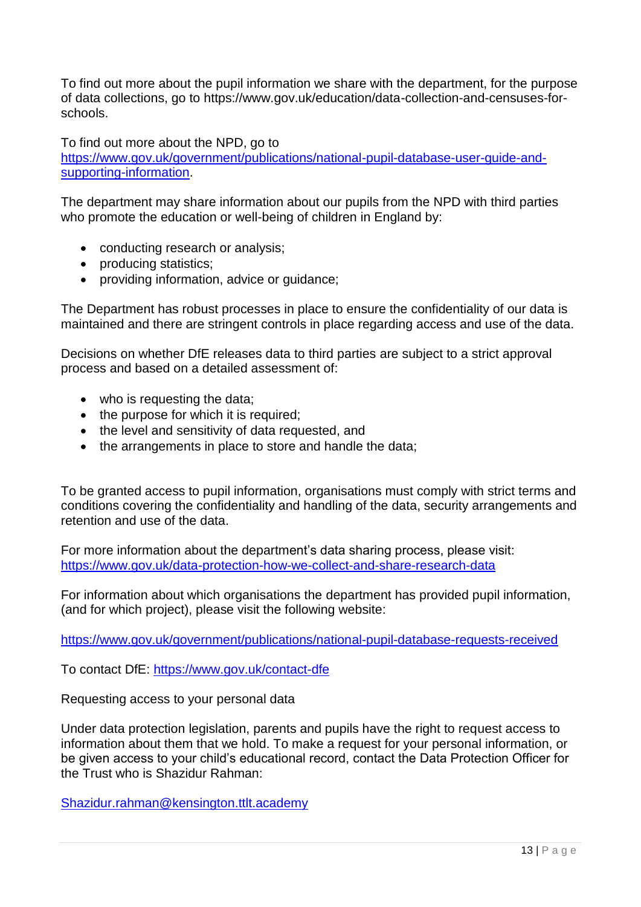To find out more about the pupil information we share with the department, for the purpose of data collections, go to https://www.gov.uk/education/data-collection-and-censuses-for-schools.

To find out more about the NPD, go to [https://www.gov.uk/government/publications/national-pupil-database-user-guide-and-supporting-information](https://www.gov.uk/government/publications/national-pupil-database-user-guide-and-supporting-information).

The department may share information about our pupils from the NPD with third parties who promote the education or well-being of children in England by:

- conducting research or analysis;
- producing statistics;
- providing information, advice or guidance;

The Department has robust processes in place to ensure the confidentiality of our data is maintained and there are stringent controls in place regarding access and use of the data.

Decisions on whether DfE releases data to third parties are subject to a strict approval process and based on a detailed assessment of:

- who is requesting the data;
- the purpose for which it is required;
- the level and sensitivity of data requested, and
- the arrangements in place to store and handle the data;

To be granted access to pupil information, organisations must comply with strict terms and conditions covering the confidentiality and handling of the data, security arrangements and retention and use of the data.

For more information about the department's data sharing process, please visit: [https://www.gov.uk/data-protection-how-we-collect-and-share-research-data](https://www.gov.uk/data-protection-how-we-collect-and-share-research-data)

For information about which organisations the department has provided pupil information, (and for which project), please visit the following website:

[https://www.gov.uk/government/publications/national-pupil-database-requests-received](https://www.gov.uk/government/publications/national-pupil-database-requests-received)

To contact DfE: [https://www.gov.uk/contact-dfe](https://www.gov.uk/contact-dfe)

Requesting access to your personal data

Under data protection legislation, parents and pupils have the right to request access to information about them that we hold. To make a request for your personal information, or be given access to your child's educational record, contact the Data Protection Officer for the Trust who is Shazidur Rahman:

[Shazidur.rahman@kensington.ttlt.academy](mailto:Shazidur.rahman@kensington.ttlt.academy)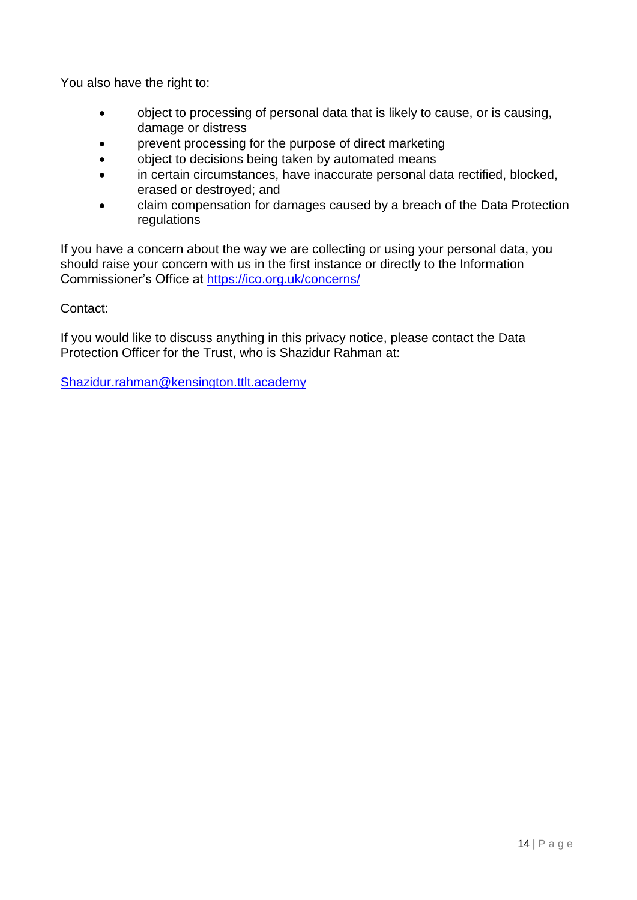You also have the right to:

- object to processing of personal data that is likely to cause, or is causing, damage or distress
- prevent processing for the purpose of direct marketing
- object to decisions being taken by automated means
- in certain circumstances, have inaccurate personal data rectified, blocked, erased or destroyed; and
- claim compensation for damages caused by a breach of the Data Protection regulations

If you have a concern about the way we are collecting or using your personal data, you should raise your concern with us in the first instance or directly to the Information Commissioner's Office at https://ico.org.uk/concerns/

Contact:

If you would like to discuss anything in this privacy notice, please contact the Data Protection Officer for the Trust, who is Shazidur Rahman at:

Shazidur.rahman@kensington.ttlt.academy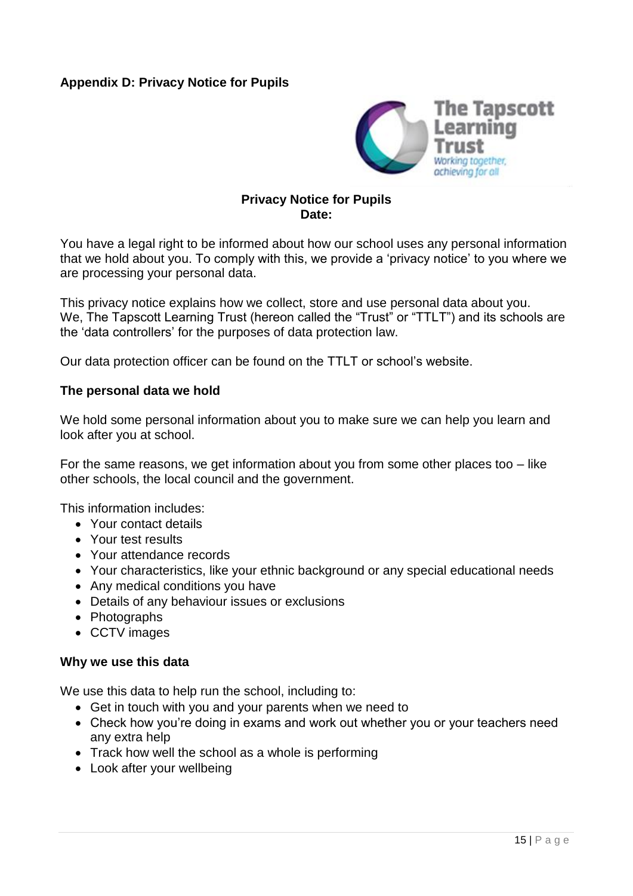**Appendix D: Privacy Notice for Pupils**

**Privacy Notice for Pupils**
**Date:**

You have a legal right to be informed about how our school uses any personal information that we hold about you. To comply with this, we provide a 'privacy notice' to you where we are processing your personal data.

This privacy notice explains how we collect, store and use personal data about you.
We, The Tapscott Learning Trust (hereon called the "Trust" or "TTLT") and its schools are the 'data controllers' for the purposes of data protection law.

Our data protection officer can be found on the TTLT or school's website.

**The personal data we hold**

We hold some personal information about you to make sure we can help you learn and look after you at school.

For the same reasons, we get information about you from some other places too – like other schools, the local council and the government.

This information includes:

- Your contact details
- Your test results
- Your attendance records
- Your characteristics, like your ethnic background or any special educational needs
- Any medical conditions you have
- Details of any behaviour issues or exclusions
- Photographs
- CCTV images

**Why we use this data**

We use this data to help run the school, including to:

- Get in touch with you and your parents when we need to
- Check how you're doing in exams and work out whether you or your teachers need any extra help
- Track how well the school as a whole is performing
- Look after your wellbeing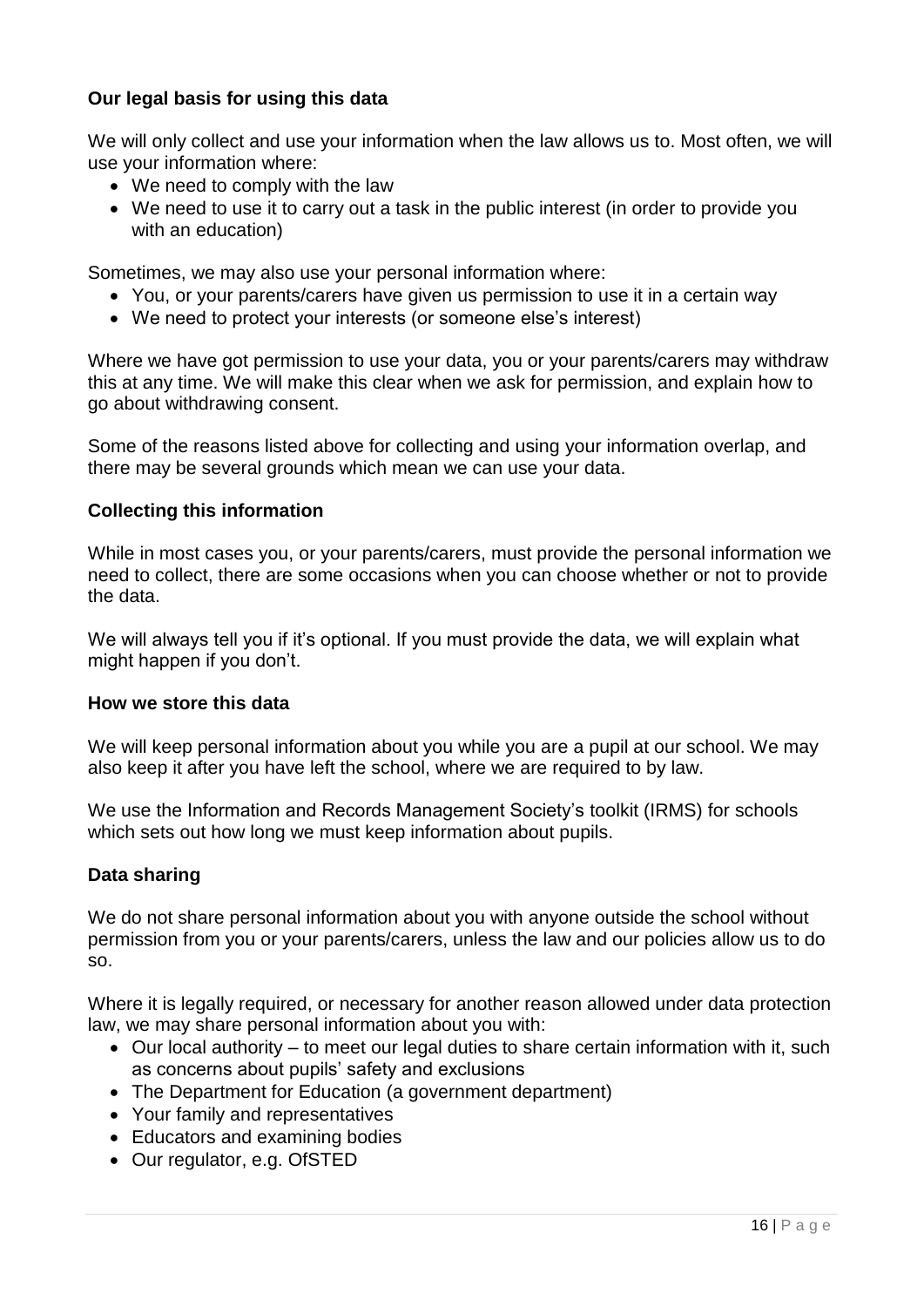### Our legal basis for using this data

We will only collect and use your information when the law allows us to. Most often, we will use your information where:

- We need to comply with the law
- We need to use it to carry out a task in the public interest (in order to provide you with an education)

Sometimes, we may also use your personal information where:

- You, or your parents/carers have given us permission to use it in a certain way
- We need to protect your interests (or someone else's interest)

Where we have got permission to use your data, you or your parents/carers may withdraw this at any time. We will make this clear when we ask for permission, and explain how to go about withdrawing consent.

Some of the reasons listed above for collecting and using your information overlap, and there may be several grounds which mean we can use your data.

### Collecting this information

While in most cases you, or your parents/carers, must provide the personal information we need to collect, there are some occasions when you can choose whether or not to provide the data.

We will always tell you if it's optional. If you must provide the data, we will explain what might happen if you don't.

### How we store this data

We will keep personal information about you while you are a pupil at our school. We may also keep it after you have left the school, where we are required to by law.

We use the Information and Records Management Society's toolkit (IRMS) for schools which sets out how long we must keep information about pupils.

### Data sharing

We do not share personal information about you with anyone outside the school without permission from you or your parents/carers, unless the law and our policies allow us to do so.

Where it is legally required, or necessary for another reason allowed under data protection law, we may share personal information about you with:

- Our local authority – to meet our legal duties to share certain information with it, such as concerns about pupils' safety and exclusions
- The Department for Education (a government department)
- Your family and representatives
- Educators and examining bodies
- Our regulator, e.g. OfSTED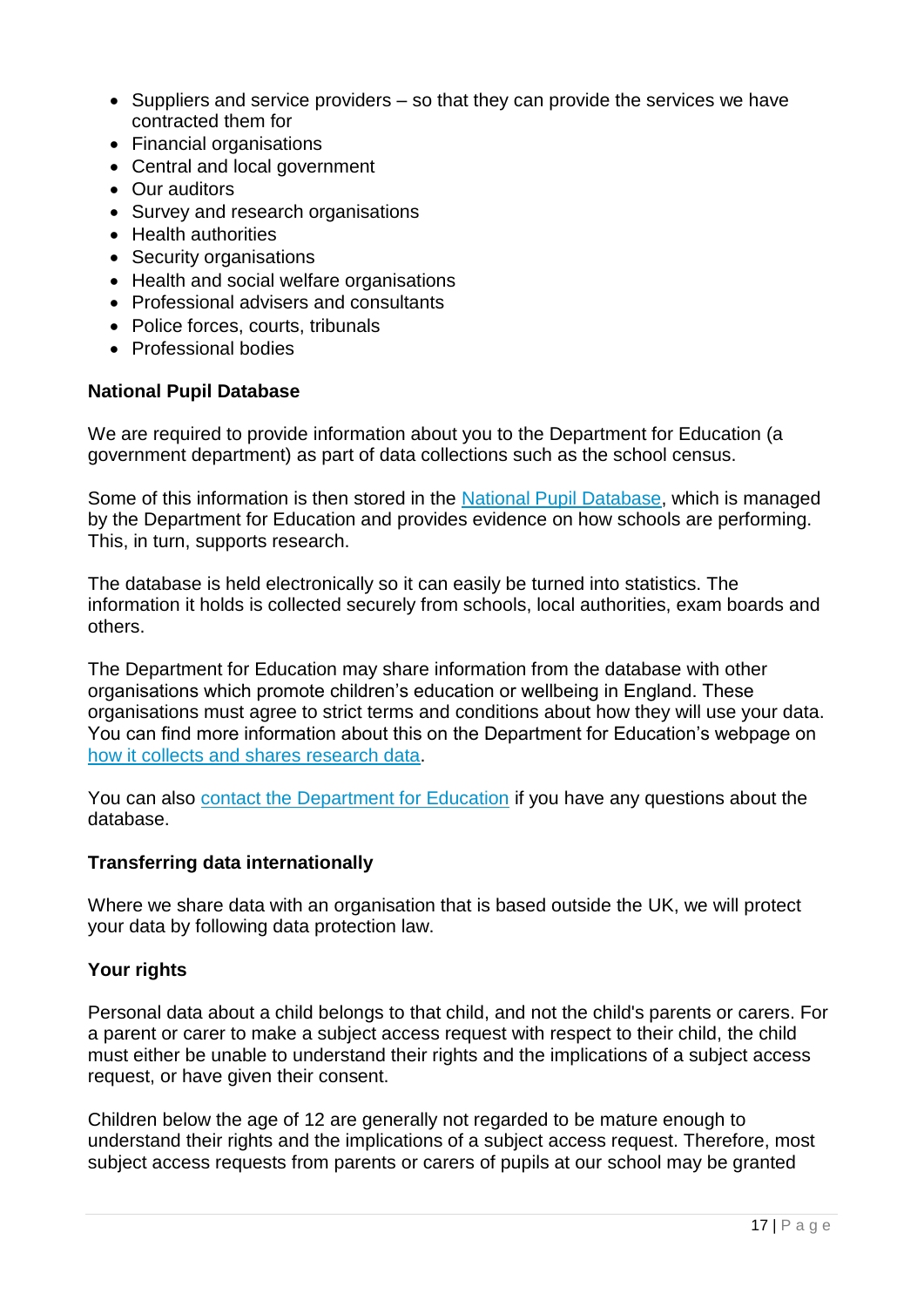- Suppliers and service providers – so that they can provide the services we have contracted them for
- Financial organisations
- Central and local government
- Our auditors
- Survey and research organisations
- Health authorities
- Security organisations
- Health and social welfare organisations
- Professional advisers and consultants
- Police forces, courts, tribunals
- Professional bodies

**National Pupil Database**

We are required to provide information about you to the Department for Education (a government department) as part of data collections such as the school census.

Some of this information is then stored in the National Pupil Database, which is managed by the Department for Education and provides evidence on how schools are performing. This, in turn, supports research.

The database is held electronically so it can easily be turned into statistics. The information it holds is collected securely from schools, local authorities, exam boards and others.

The Department for Education may share information from the database with other organisations which promote children's education or wellbeing in England. These organisations must agree to strict terms and conditions about how they will use your data. You can find more information about this on the Department for Education's webpage on how it collects and shares research data.

You can also contact the Department for Education if you have any questions about the database.

**Transferring data internationally**

Where we share data with an organisation that is based outside the UK, we will protect your data by following data protection law.

**Your rights**

Personal data about a child belongs to that child, and not the child's parents or carers. For a parent or carer to make a subject access request with respect to their child, the child must either be unable to understand their rights and the implications of a subject access request, or have given their consent.

Children below the age of 12 are generally not regarded to be mature enough to understand their rights and the implications of a subject access request. Therefore, most subject access requests from parents or carers of pupils at our school may be granted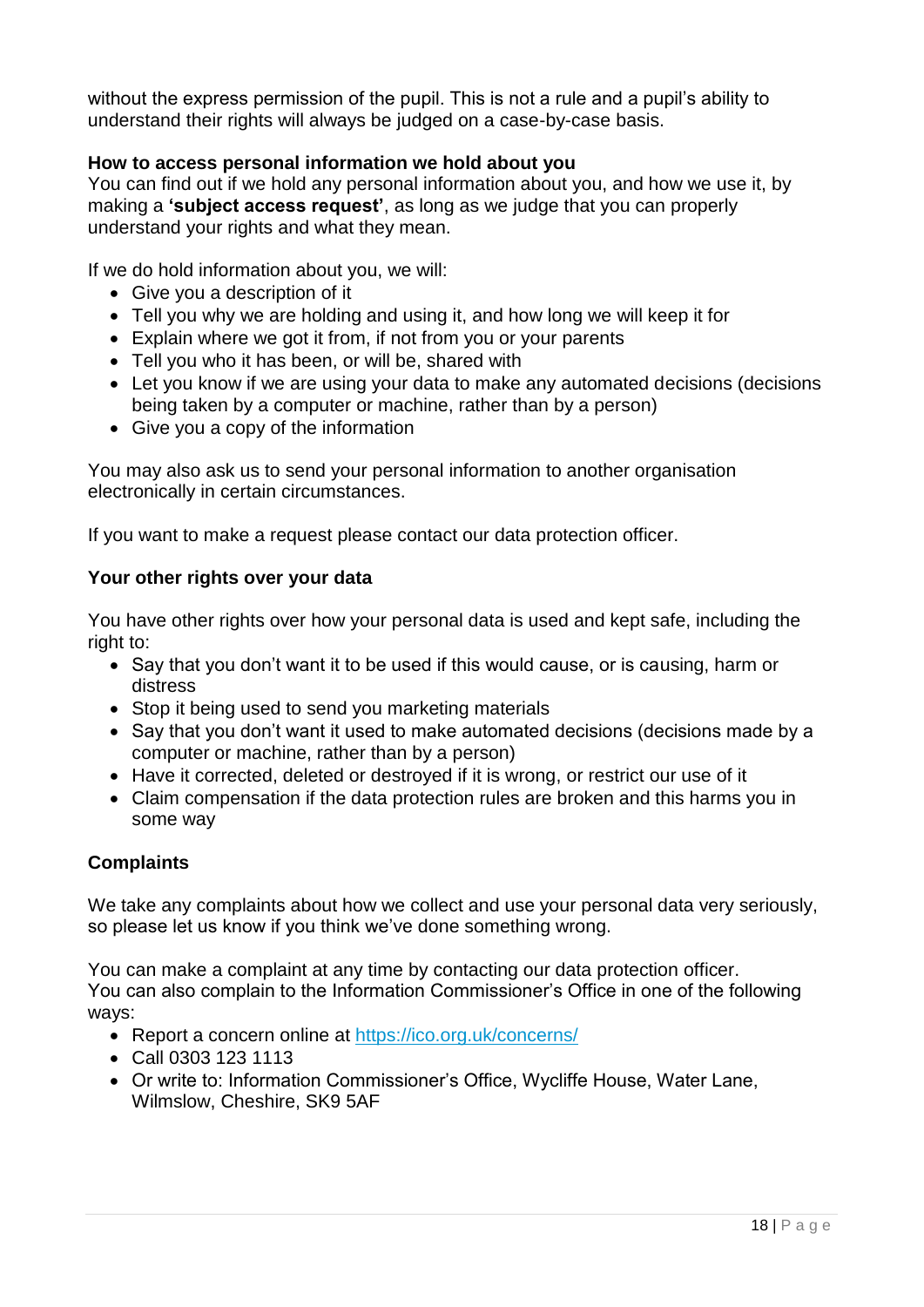without the express permission of the pupil. This is not a rule and a pupil's ability to understand their rights will always be judged on a case-by-case basis.

**How to access personal information we hold about you**

You can find out if we hold any personal information about you, and how we use it, by making a **'subject access request'**, as long as we judge that you can properly understand your rights and what they mean.

If we do hold information about you, we will:

- Give you a description of it
- Tell you why we are holding and using it, and how long we will keep it for
- Explain where we got it from, if not from you or your parents
- Tell you who it has been, or will be, shared with
- Let you know if we are using your data to make any automated decisions (decisions being taken by a computer or machine, rather than by a person)
- Give you a copy of the information

You may also ask us to send your personal information to another organisation electronically in certain circumstances.

If you want to make a request please contact our data protection officer.

**Your other rights over your data**

You have other rights over how your personal data is used and kept safe, including the right to:

- Say that you don't want it to be used if this would cause, or is causing, harm or distress
- Stop it being used to send you marketing materials
- Say that you don't want it used to make automated decisions (decisions made by a computer or machine, rather than by a person)
- Have it corrected, deleted or destroyed if it is wrong, or restrict our use of it
- Claim compensation if the data protection rules are broken and this harms you in some way

**Complaints**

We take any complaints about how we collect and use your personal data very seriously, so please let us know if you think we've done something wrong.

You can make a complaint at any time by contacting our data protection officer.
You can also complain to the Information Commissioner's Office in one of the following ways:

- Report a concern online at https://ico.org.uk/concerns/
- Call 0303 123 1113
- Or write to: Information Commissioner's Office, Wycliffe House, Water Lane, Wilmslow, Cheshire, SK9 5AF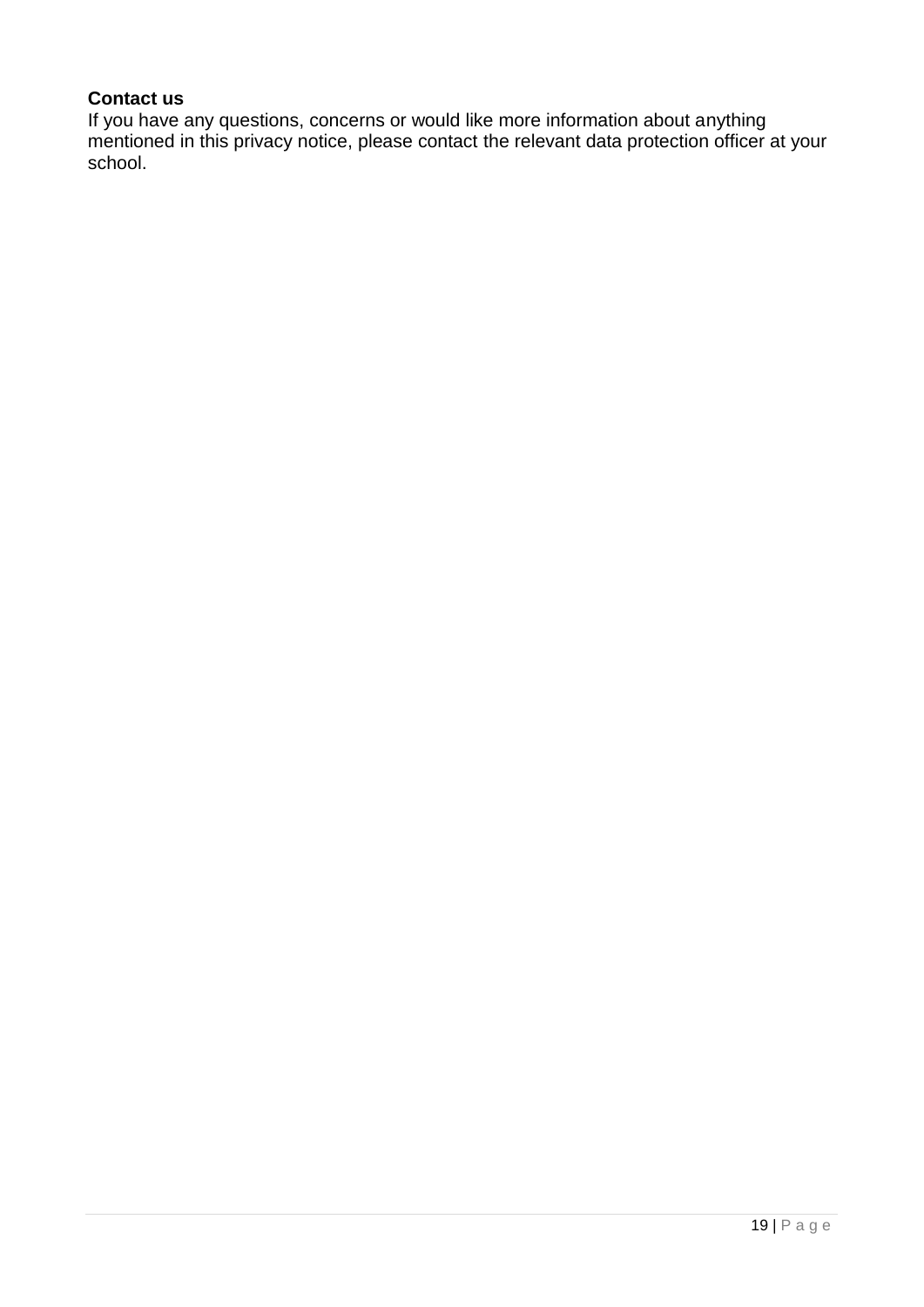**Contact us**

If you have any questions, concerns or would like more information about anything mentioned in this privacy notice, please contact the relevant data protection officer at your school.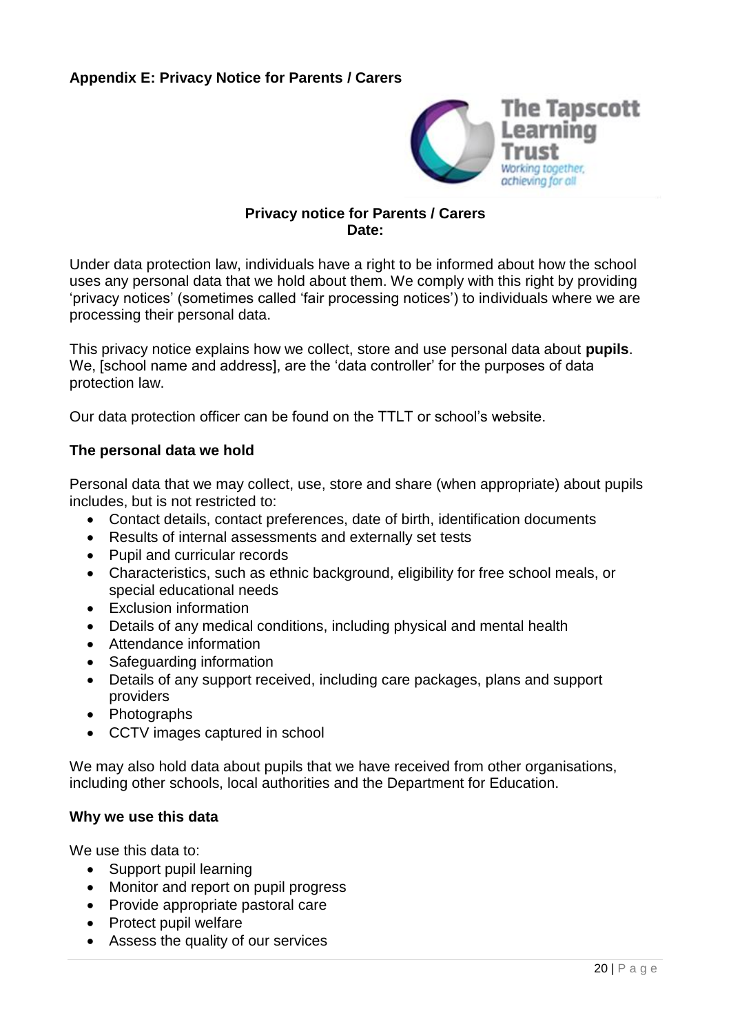## Appendix E: Privacy Notice for Parents / Carers

**Privacy notice for Parents / Carers**
**Date:**

Under data protection law, individuals have a right to be informed about how the school uses any personal data that we hold about them. We comply with this right by providing 'privacy notices' (sometimes called 'fair processing notices') to individuals where we are processing their personal data.

This privacy notice explains how we collect, store and use personal data about **pupils**. We, [school name and address], are the 'data controller' for the purposes of data protection law.

Our data protection officer can be found on the TTLT or school's website.

### The personal data we hold

Personal data that we may collect, use, store and share (when appropriate) about pupils includes, but is not restricted to:

- Contact details, contact preferences, date of birth, identification documents
- Results of internal assessments and externally set tests
- Pupil and curricular records
- Characteristics, such as ethnic background, eligibility for free school meals, or special educational needs
- Exclusion information
- Details of any medical conditions, including physical and mental health
- Attendance information
- Safeguarding information
- Details of any support received, including care packages, plans and support providers
- Photographs
- CCTV images captured in school

We may also hold data about pupils that we have received from other organisations, including other schools, local authorities and the Department for Education.

### Why we use this data

We use this data to:

- Support pupil learning
- Monitor and report on pupil progress
- Provide appropriate pastoral care
- Protect pupil welfare
- Assess the quality of our services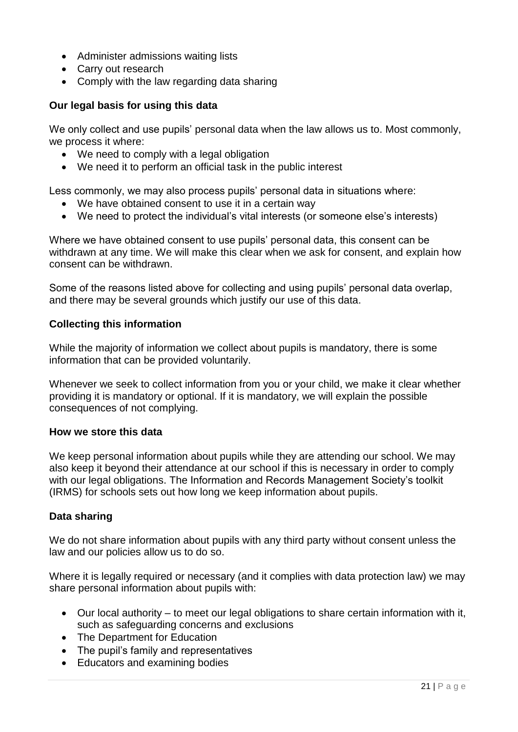- Administer admissions waiting lists
- Carry out research
- Comply with the law regarding data sharing

**Our legal basis for using this data**

We only collect and use pupils' personal data when the law allows us to. Most commonly, we process it where:

- We need to comply with a legal obligation
- We need it to perform an official task in the public interest

Less commonly, we may also process pupils' personal data in situations where:

- We have obtained consent to use it in a certain way
- We need to protect the individual's vital interests (or someone else's interests)

Where we have obtained consent to use pupils' personal data, this consent can be withdrawn at any time. We will make this clear when we ask for consent, and explain how consent can be withdrawn.

Some of the reasons listed above for collecting and using pupils' personal data overlap, and there may be several grounds which justify our use of this data.

**Collecting this information**

While the majority of information we collect about pupils is mandatory, there is some information that can be provided voluntarily.

Whenever we seek to collect information from you or your child, we make it clear whether providing it is mandatory or optional. If it is mandatory, we will explain the possible consequences of not complying.

**How we store this data**

We keep personal information about pupils while they are attending our school. We may also keep it beyond their attendance at our school if this is necessary in order to comply with our legal obligations. The Information and Records Management Society's toolkit (IRMS) for schools sets out how long we keep information about pupils.

**Data sharing**

We do not share information about pupils with any third party without consent unless the law and our policies allow us to do so.

Where it is legally required or necessary (and it complies with data protection law) we may share personal information about pupils with:

- Our local authority – to meet our legal obligations to share certain information with it, such as safeguarding concerns and exclusions
- The Department for Education
- The pupil's family and representatives
- Educators and examining bodies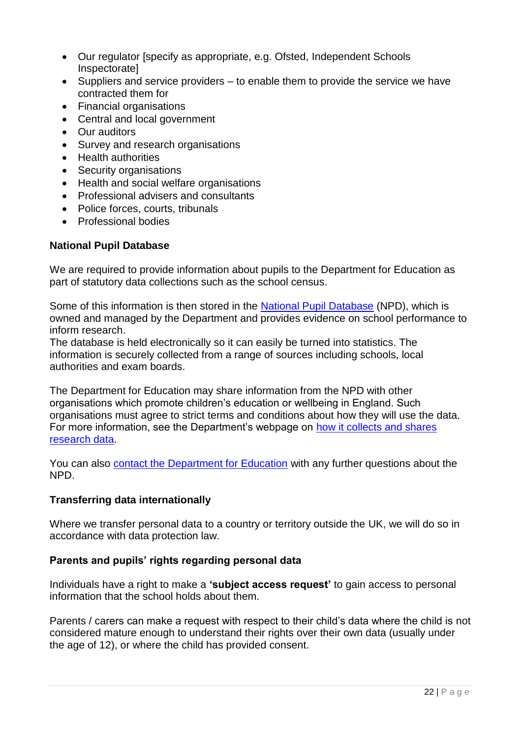- Our regulator [specify as appropriate, e.g. Ofsted, Independent Schools Inspectorate]
- Suppliers and service providers – to enable them to provide the service we have contracted them for
- Financial organisations
- Central and local government
- Our auditors
- Survey and research organisations
- Health authorities
- Security organisations
- Health and social welfare organisations
- Professional advisers and consultants
- Police forces, courts, tribunals
- Professional bodies

**National Pupil Database**

We are required to provide information about pupils to the Department for Education as part of statutory data collections such as the school census.

Some of this information is then stored in the National Pupil Database (NPD), which is owned and managed by the Department and provides evidence on school performance to inform research.
The database is held electronically so it can easily be turned into statistics. The information is securely collected from a range of sources including schools, local authorities and exam boards.

The Department for Education may share information from the NPD with other organisations which promote children's education or wellbeing in England. Such organisations must agree to strict terms and conditions about how they will use the data. For more information, see the Department's webpage on how it collects and shares research data.

You can also contact the Department for Education with any further questions about the NPD.

**Transferring data internationally**

Where we transfer personal data to a country or territory outside the UK, we will do so in accordance with data protection law.

**Parents and pupils' rights regarding personal data**

Individuals have a right to make a **'subject access request'** to gain access to personal information that the school holds about them.

Parents / carers can make a request with respect to their child's data where the child is not considered mature enough to understand their rights over their own data (usually under the age of 12), or where the child has provided consent.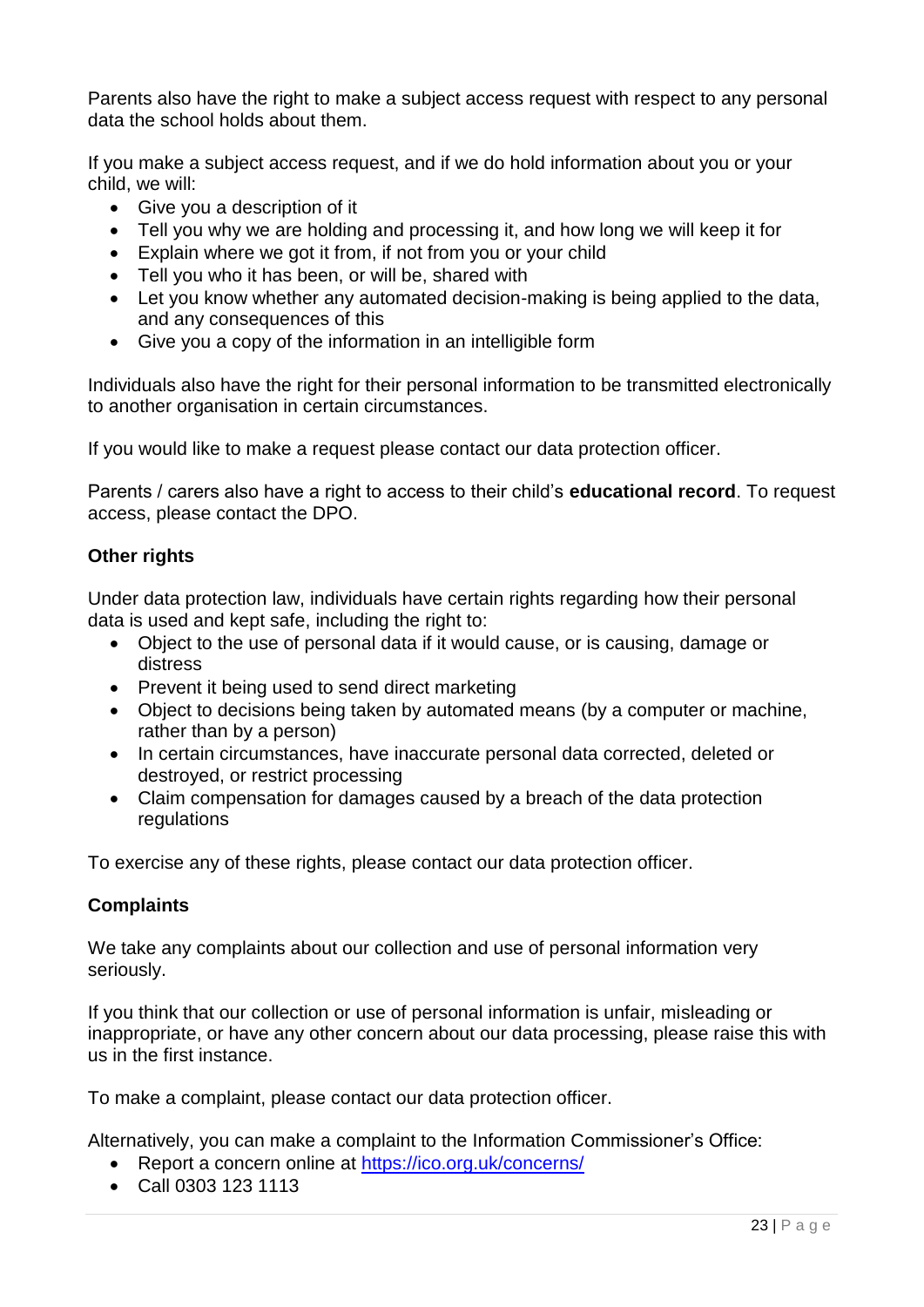Parents also have the right to make a subject access request with respect to any personal data the school holds about them.

If you make a subject access request, and if we do hold information about you or your child, we will:

- Give you a description of it
- Tell you why we are holding and processing it, and how long we will keep it for
- Explain where we got it from, if not from you or your child
- Tell you who it has been, or will be, shared with
- Let you know whether any automated decision-making is being applied to the data, and any consequences of this
- Give you a copy of the information in an intelligible form

Individuals also have the right for their personal information to be transmitted electronically to another organisation in certain circumstances.

If you would like to make a request please contact our data protection officer.

Parents / carers also have a right to access to their child's **educational record**. To request access, please contact the DPO.

**Other rights**

Under data protection law, individuals have certain rights regarding how their personal data is used and kept safe, including the right to:

- Object to the use of personal data if it would cause, or is causing, damage or distress
- Prevent it being used to send direct marketing
- Object to decisions being taken by automated means (by a computer or machine, rather than by a person)
- In certain circumstances, have inaccurate personal data corrected, deleted or destroyed, or restrict processing
- Claim compensation for damages caused by a breach of the data protection regulations

To exercise any of these rights, please contact our data protection officer.

**Complaints**

We take any complaints about our collection and use of personal information very seriously.

If you think that our collection or use of personal information is unfair, misleading or inappropriate, or have any other concern about our data processing, please raise this with us in the first instance.

To make a complaint, please contact our data protection officer.

Alternatively, you can make a complaint to the Information Commissioner's Office:

- Report a concern online at https://ico.org.uk/concerns/
- Call 0303 123 1113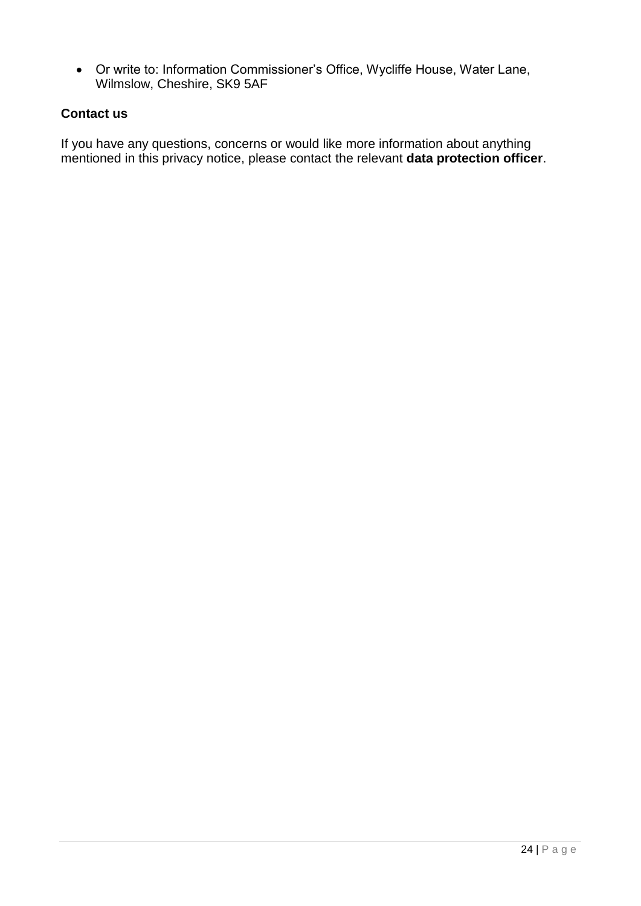- Or write to: Information Commissioner's Office, Wycliffe House, Water Lane, Wilmslow, Cheshire, SK9 5AF

**Contact us**

If you have any questions, concerns or would like more information about anything mentioned in this privacy notice, please contact the relevant **data protection officer**.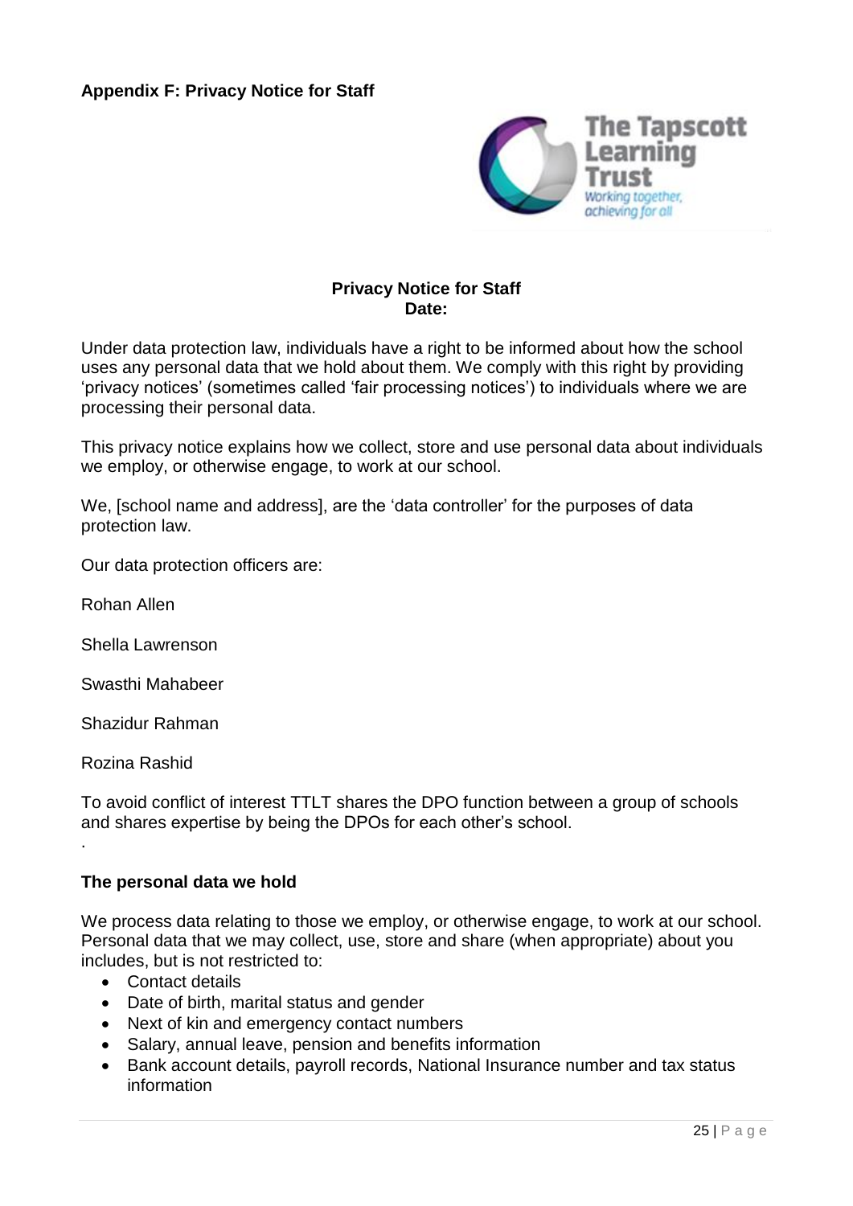**Appendix F: Privacy Notice for Staff**

**Privacy Notice for Staff**
**Date:**

Under data protection law, individuals have a right to be informed about how the school uses any personal data that we hold about them. We comply with this right by providing 'privacy notices' (sometimes called 'fair processing notices') to individuals where we are processing their personal data.

This privacy notice explains how we collect, store and use personal data about individuals we employ, or otherwise engage, to work at our school.

We, [school name and address], are the 'data controller' for the purposes of data protection law.

Our data protection officers are:

Rohan Allen

Shella Lawrenson

Swasthi Mahabeer

Shazidur Rahman

Rozina Rashid

To avoid conflict of interest TTLT shares the DPO function between a group of schools and shares expertise by being the DPOs for each other's school.

.

**The personal data we hold**

We process data relating to those we employ, or otherwise engage, to work at our school. Personal data that we may collect, use, store and share (when appropriate) about you includes, but is not restricted to:

- Contact details
- Date of birth, marital status and gender
- Next of kin and emergency contact numbers
- Salary, annual leave, pension and benefits information
- Bank account details, payroll records, National Insurance number and tax status information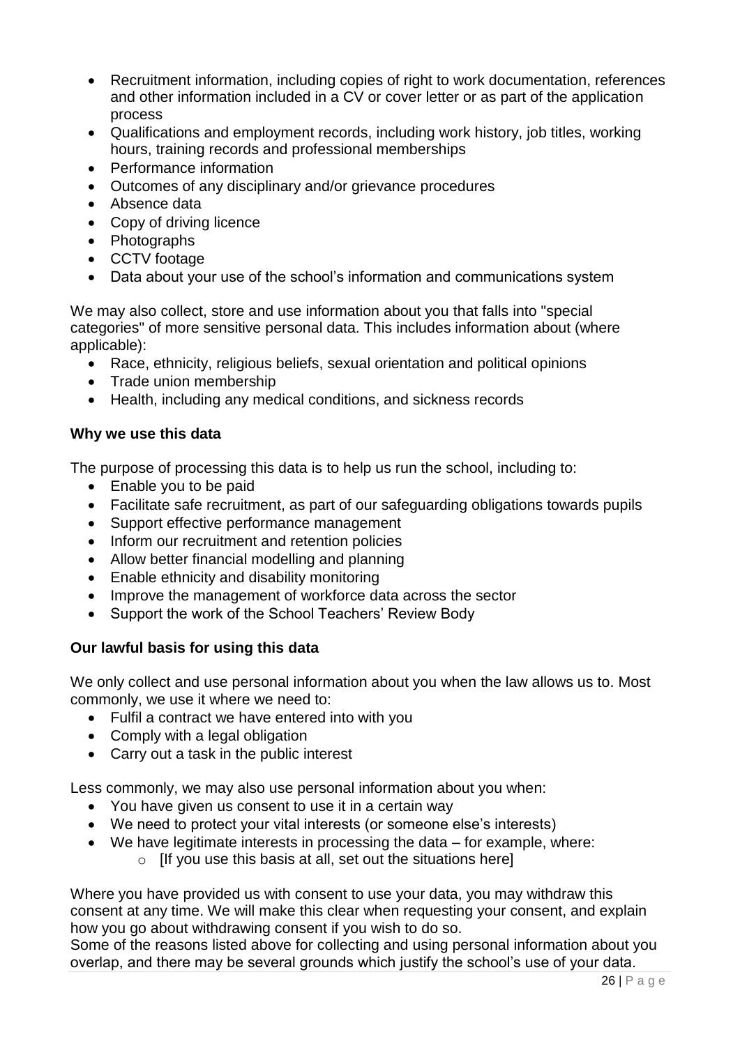- Recruitment information, including copies of right to work documentation, references and other information included in a CV or cover letter or as part of the application process
- Qualifications and employment records, including work history, job titles, working hours, training records and professional memberships
- Performance information
- Outcomes of any disciplinary and/or grievance procedures
- Absence data
- Copy of driving licence
- Photographs
- CCTV footage
- Data about your use of the school's information and communications system

We may also collect, store and use information about you that falls into "special categories" of more sensitive personal data. This includes information about (where applicable):

- Race, ethnicity, religious beliefs, sexual orientation and political opinions
- Trade union membership
- Health, including any medical conditions, and sickness records

**Why we use this data**

The purpose of processing this data is to help us run the school, including to:

- Enable you to be paid
- Facilitate safe recruitment, as part of our safeguarding obligations towards pupils
- Support effective performance management
- Inform our recruitment and retention policies
- Allow better financial modelling and planning
- Enable ethnicity and disability monitoring
- Improve the management of workforce data across the sector
- Support the work of the School Teachers' Review Body

**Our lawful basis for using this data**

We only collect and use personal information about you when the law allows us to. Most commonly, we use it where we need to:

- Fulfil a contract we have entered into with you
- Comply with a legal obligation
- Carry out a task in the public interest

Less commonly, we may also use personal information about you when:

- You have given us consent to use it in a certain way
- We need to protect your vital interests (or someone else's interests)
- We have legitimate interests in processing the data – for example, where:
    - [If you use this basis at all, set out the situations here]

Where you have provided us with consent to use your data, you may withdraw this consent at any time. We will make this clear when requesting your consent, and explain how you go about withdrawing consent if you wish to do so.

Some of the reasons listed above for collecting and using personal information about you overlap, and there may be several grounds which justify the school's use of your data.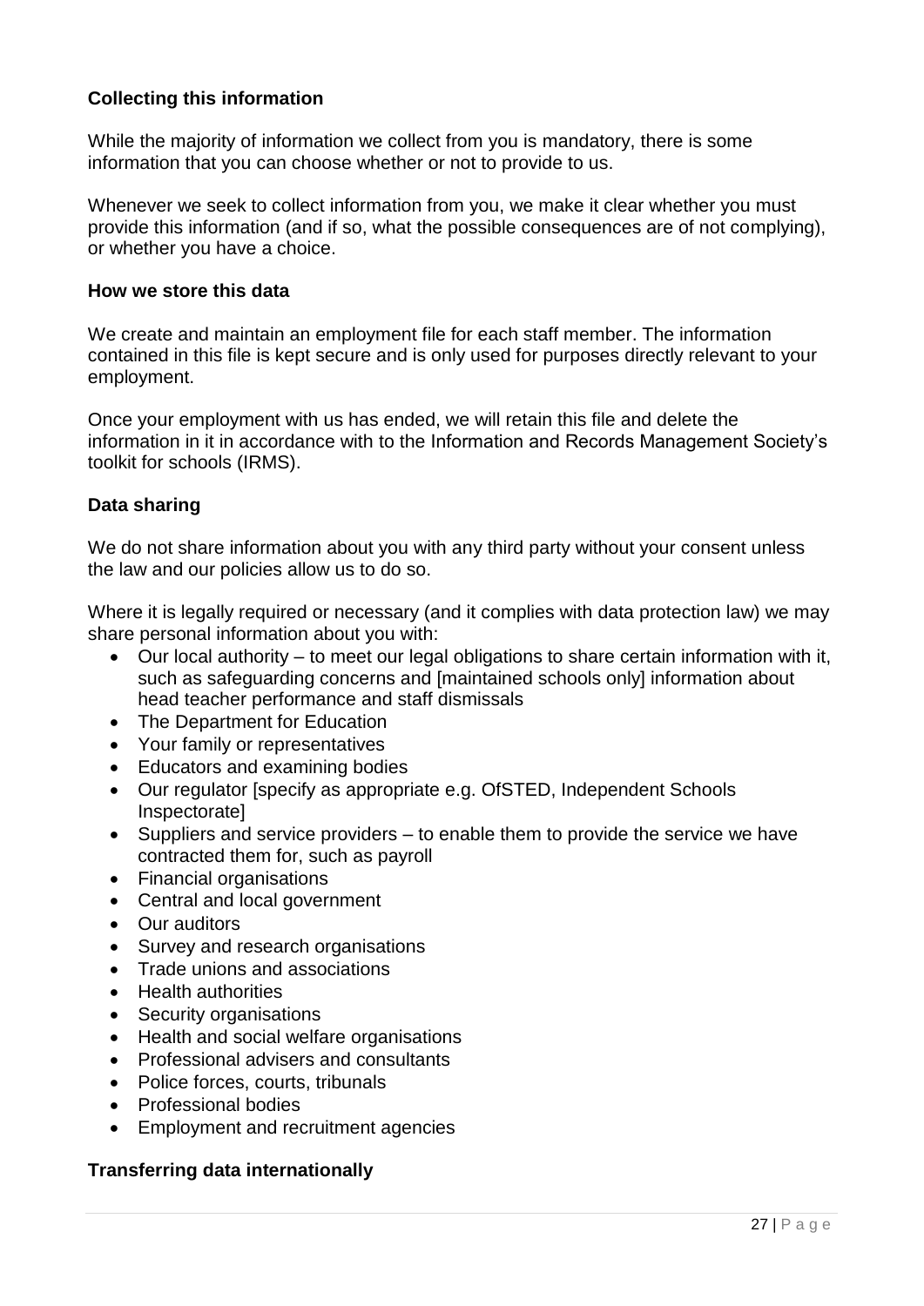### Collecting this information

While the majority of information we collect from you is mandatory, there is some information that you can choose whether or not to provide to us.

Whenever we seek to collect information from you, we make it clear whether you must provide this information (and if so, what the possible consequences are of not complying), or whether you have a choice.

### How we store this data

We create and maintain an employment file for each staff member. The information contained in this file is kept secure and is only used for purposes directly relevant to your employment.

Once your employment with us has ended, we will retain this file and delete the information in it in accordance with to the Information and Records Management Society's toolkit for schools (IRMS).

### Data sharing

We do not share information about you with any third party without your consent unless the law and our policies allow us to do so.

Where it is legally required or necessary (and it complies with data protection law) we may share personal information about you with:

- Our local authority – to meet our legal obligations to share certain information with it, such as safeguarding concerns and [maintained schools only] information about head teacher performance and staff dismissals
- The Department for Education
- Your family or representatives
- Educators and examining bodies
- Our regulator [specify as appropriate e.g. OfSTED, Independent Schools Inspectorate]
- Suppliers and service providers – to enable them to provide the service we have contracted them for, such as payroll
- Financial organisations
- Central and local government
- Our auditors
- Survey and research organisations
- Trade unions and associations
- Health authorities
- Security organisations
- Health and social welfare organisations
- Professional advisers and consultants
- Police forces, courts, tribunals
- Professional bodies
- Employment and recruitment agencies

### Transferring data internationally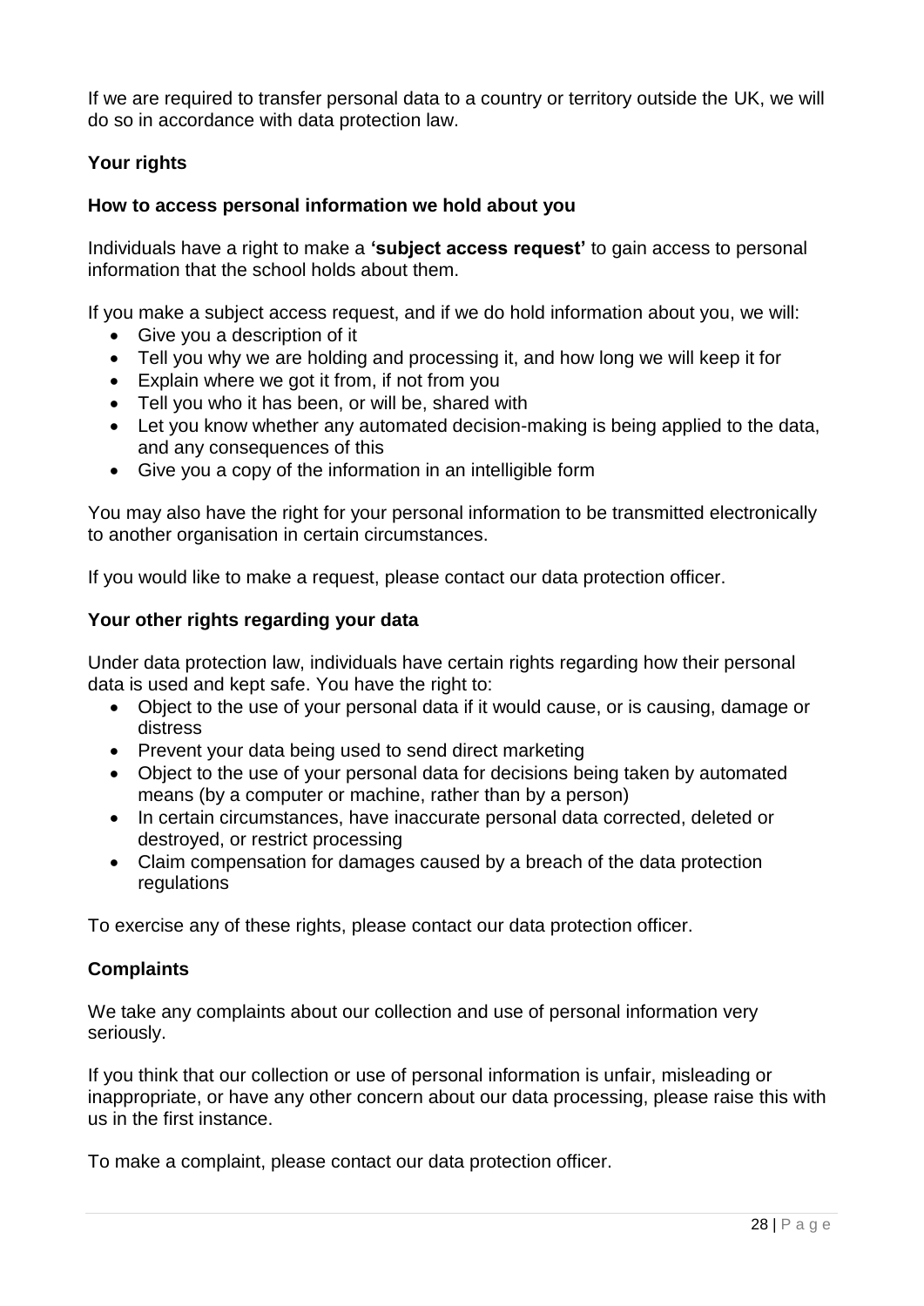If we are required to transfer personal data to a country or territory outside the UK, we will do so in accordance with data protection law.

## Your rights

### How to access personal information we hold about you

Individuals have a right to make a **'subject access request'** to gain access to personal information that the school holds about them.

If you make a subject access request, and if we do hold information about you, we will:

- Give you a description of it
- Tell you why we are holding and processing it, and how long we will keep it for
- Explain where we got it from, if not from you
- Tell you who it has been, or will be, shared with
- Let you know whether any automated decision-making is being applied to the data, and any consequences of this
- Give you a copy of the information in an intelligible form

You may also have the right for your personal information to be transmitted electronically to another organisation in certain circumstances.

If you would like to make a request, please contact our data protection officer.

### Your other rights regarding your data

Under data protection law, individuals have certain rights regarding how their personal data is used and kept safe. You have the right to:

- Object to the use of your personal data if it would cause, or is causing, damage or distress
- Prevent your data being used to send direct marketing
- Object to the use of your personal data for decisions being taken by automated means (by a computer or machine, rather than by a person)
- In certain circumstances, have inaccurate personal data corrected, deleted or destroyed, or restrict processing
- Claim compensation for damages caused by a breach of the data protection regulations

To exercise any of these rights, please contact our data protection officer.

## Complaints

We take any complaints about our collection and use of personal information very seriously.

If you think that our collection or use of personal information is unfair, misleading or inappropriate, or have any other concern about our data processing, please raise this with us in the first instance.

To make a complaint, please contact our data protection officer.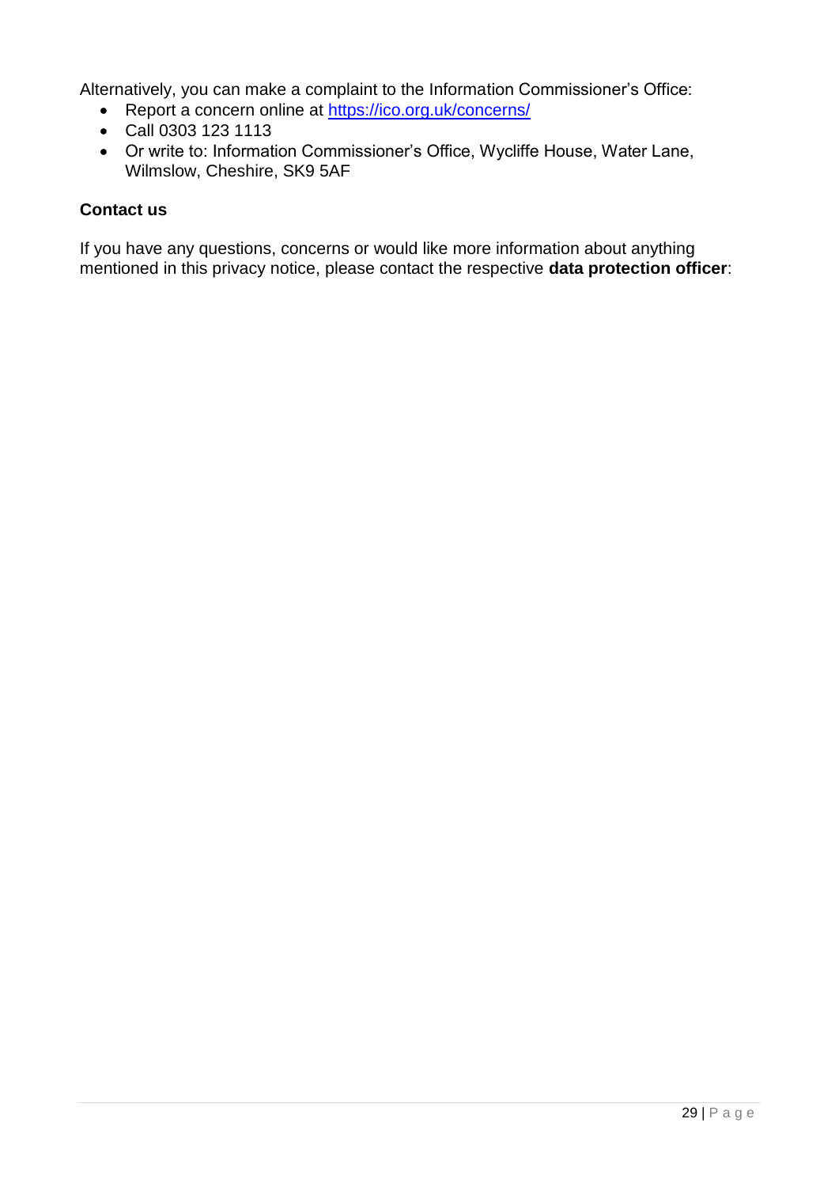Alternatively, you can make a complaint to the Information Commissioner's Office:

- Report a concern online at https://ico.org.uk/concerns/
- Call 0303 123 1113
- Or write to: Information Commissioner's Office, Wycliffe House, Water Lane, Wilmslow, Cheshire, SK9 5AF

**Contact us**

If you have any questions, concerns or would like more information about anything mentioned in this privacy notice, please contact the respective **data protection officer**: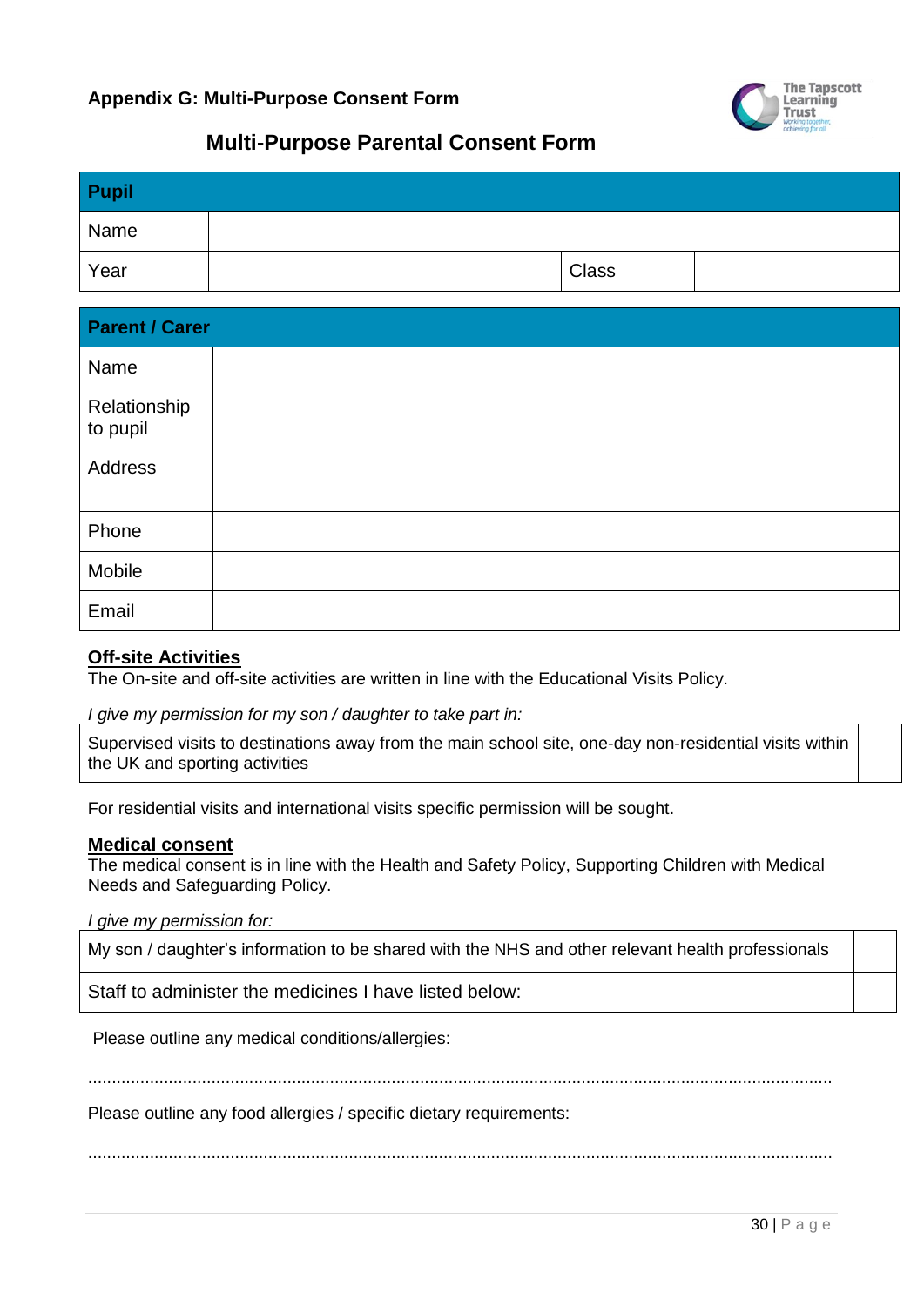**Appendix G: Multi-Purpose Consent Form**

## Multi-Purpose Parental Consent Form

| **Pupil** | | | |
|---|---|---|---|
| Name | | | |
| Year | | Class | |

| **Parent / Carer** | |
|---|---|
| Name | |
| Relationship to pupil | |
| Address | |
| Phone | |
| Mobile | |
| Email | |

**Off-site Activities**

The On-site and off-site activities are written in line with the Educational Visits Policy.

*I give my permission for my son / daughter to take part in:*

| Supervised visits to destinations away from the main school site, one-day non-residential visits within the UK and sporting activities | |
|---|---|

For residential visits and international visits specific permission will be sought.

**Medical consent**

The medical consent is in line with the Health and Safety Policy, Supporting Children with Medical Needs and Safeguarding Policy.

*I give my permission for:*

| My son / daughter's information to be shared with the NHS and other relevant health professionals | |
|---|---|
| Staff to administer the medicines I have listed below: | |

Please outline any medical conditions/allergies:

.......................................................................................................................................................

Please outline any food allergies / specific dietary requirements:

.......................................................................................................................................................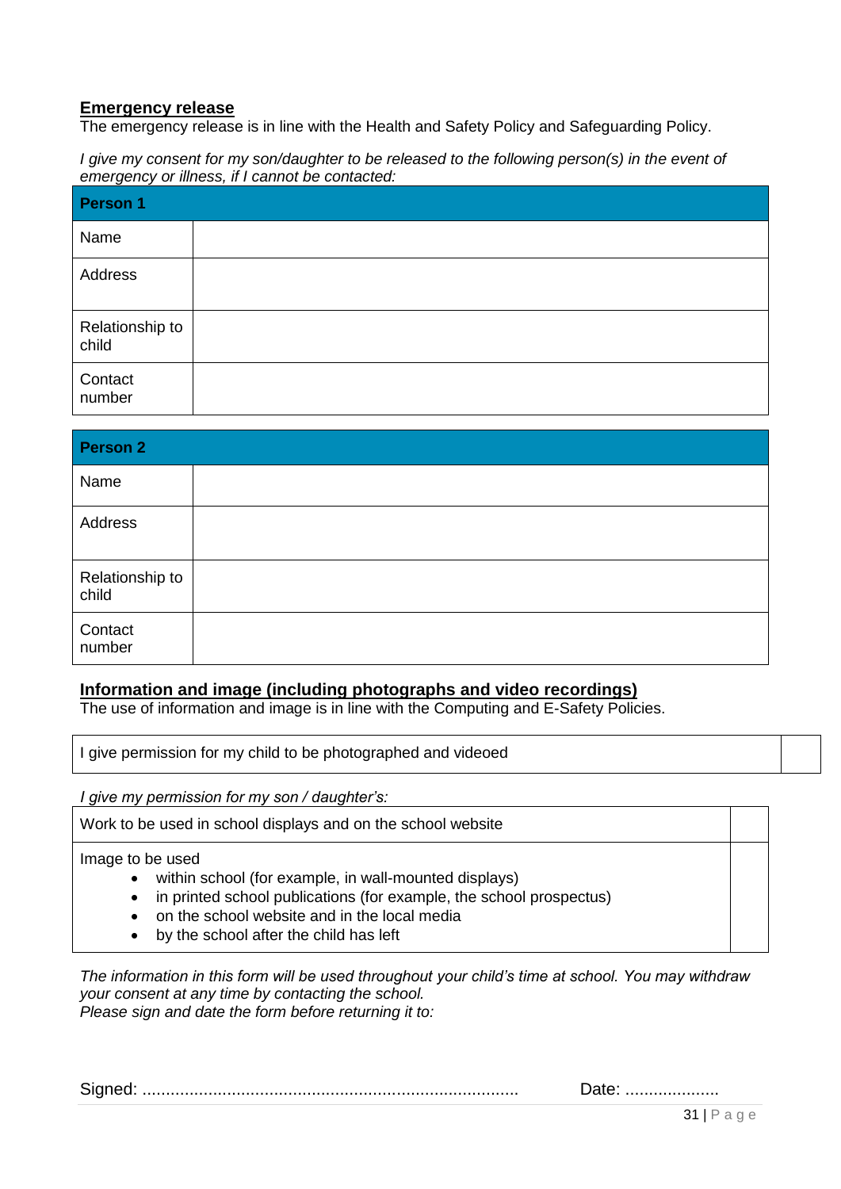## Emergency release

The emergency release is in line with the Health and Safety Policy and Safeguarding Policy.

*I give my consent for my son/daughter to be released to the following person(s) in the event of emergency or illness, if I cannot be contacted:*

| **Person 1** | |
|---|---|
| Name | |
| Address | |
| Relationship to child | |
| Contact number | |

| **Person 2** | |
|---|---|
| Name | |
| Address | |
| Relationship to child | |
| Contact number | |

## Information and image (including photographs and video recordings)

The use of information and image is in line with the Computing and E-Safety Policies.

| I give permission for my child to be photographed and videoed | |
|---|---|

*I give my permission for my son / daughter's:*

| Work to be used in school displays and on the school website | |
|---|---|
| Image to be used<br>• within school (for example, in wall-mounted displays)<br>• in printed school publications (for example, the school prospectus)<br>• on the school website and in the local media<br>• by the school after the child has left | |

*The information in this form will be used throughout your child's time at school. You may withdraw your consent at any time by contacting the school.*
*Please sign and date the form before returning it to:*

Signed: ............................................................................... Date: ....................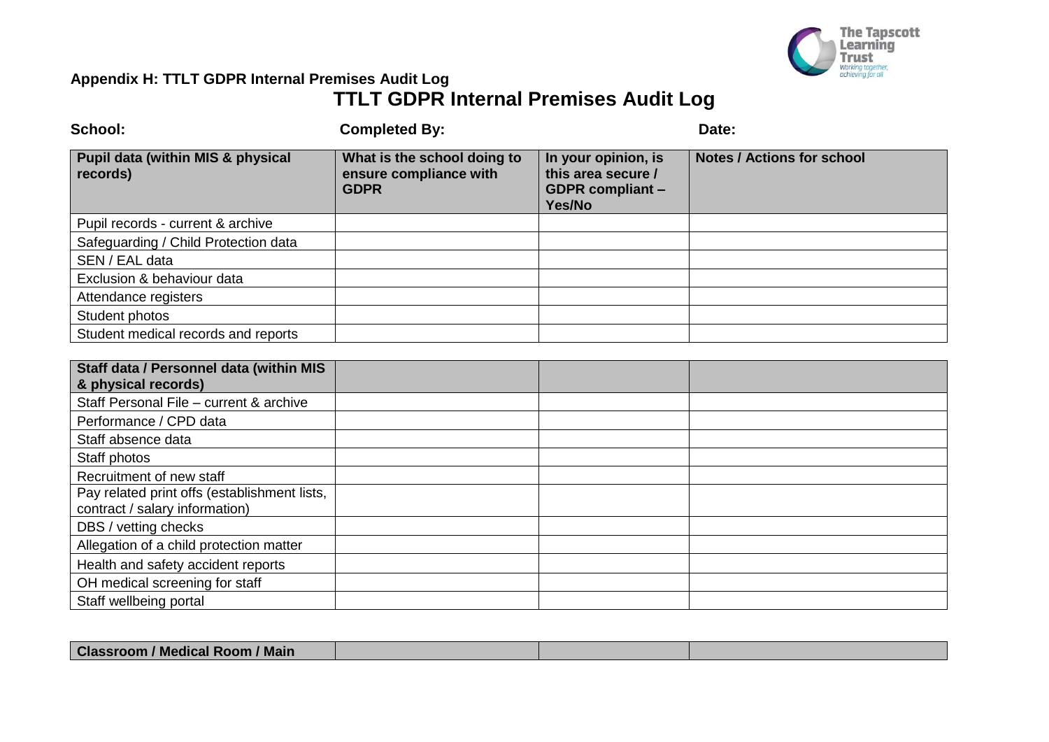**Appendix H: TTLT GDPR Internal Premises Audit Log**

# TTLT GDPR Internal Premises Audit Log

**School:** **Completed By:** **Date:**

| Pupil data (within MIS & physical records) | What is the school doing to ensure compliance with GDPR | In your opinion, is this area secure / GDPR compliant – Yes/No | Notes / Actions for school |
|---|---|---|---|
| Pupil records - current & archive | | | |
| Safeguarding / Child Protection data | | | |
| SEN / EAL data | | | |
| Exclusion & behaviour data | | | |
| Attendance registers | | | |
| Student photos | | | |
| Student medical records and reports | | | |

| Staff data / Personnel data (within MIS & physical records) | | | |
|---|---|---|---|
| Staff Personal File – current & archive | | | |
| Performance / CPD data | | | |
| Staff absence data | | | |
| Staff photos | | | |
| Recruitment of new staff | | | |
| Pay related print offs (establishment lists, contract / salary information) | | | |
| DBS / vetting checks | | | |
| Allegation of a child protection matter | | | |
| Health and safety accident reports | | | |
| OH medical screening for staff | | | |
| Staff wellbeing portal | | | |

| Classroom / Medical Room / Main | | | |
|---|---|---|---|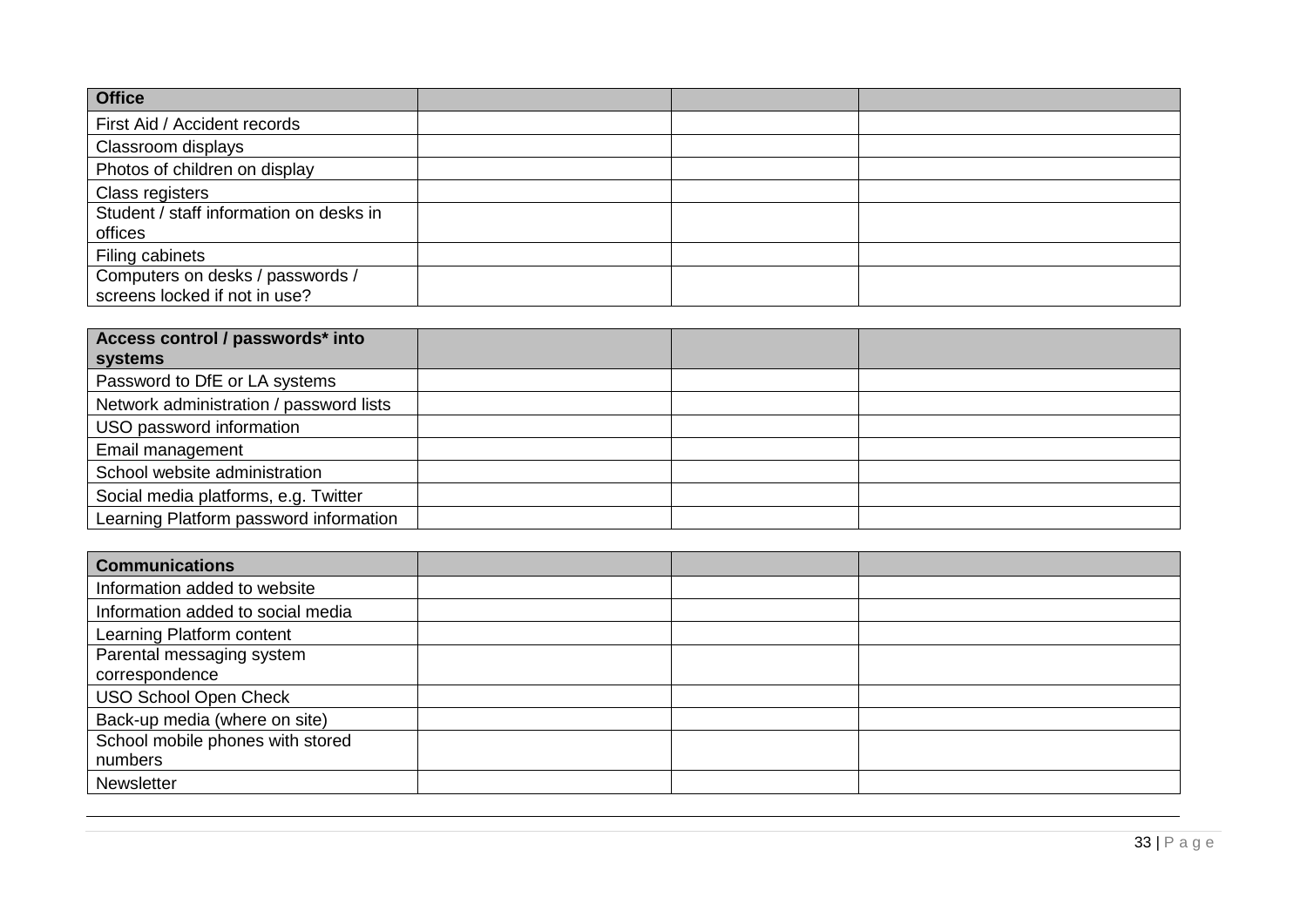| Office | | | |
|---|---|---|---|
| First Aid / Accident records | | | |
| Classroom displays | | | |
| Photos of children on display | | | |
| Class registers | | | |
| Student / staff information on desks in offices | | | |
| Filing cabinets | | | |
| Computers on desks / passwords / screens locked if not in use? | | | |

| Access control / passwords* into systems | | | |
|---|---|---|---|
| Password to DfE or LA systems | | | |
| Network administration / password lists | | | |
| USO password information | | | |
| Email management | | | |
| School website administration | | | |
| Social media platforms, e.g. Twitter | | | |
| Learning Platform password information | | | |

| Communications | | | |
|---|---|---|---|
| Information added to website | | | |
| Information added to social media | | | |
| Learning Platform content | | | |
| Parental messaging system correspondence | | | |
| USO School Open Check | | | |
| Back-up media (where on site) | | | |
| School mobile phones with stored numbers | | | |
| Newsletter | | | |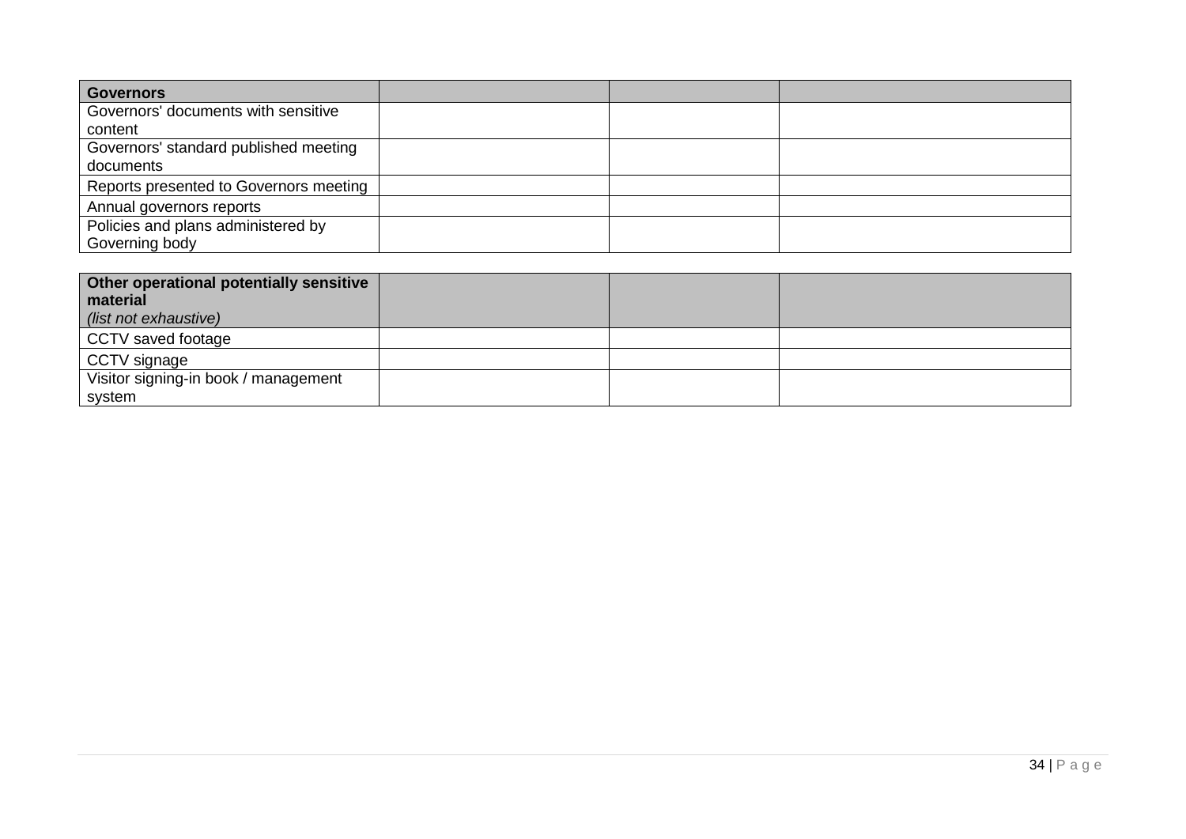| Governors | | | |
|---|---|---|---|
| Governors' documents with sensitive content | | | |
| Governors' standard published meeting documents | | | |
| Reports presented to Governors meeting | | | |
| Annual governors reports | | | |
| Policies and plans administered by Governing body | | | |

| **Other operational potentially sensitive material** *(list not exhaustive)* | | | |
|---|---|---|---|
| CCTV saved footage | | | |
| CCTV signage | | | |
| Visitor signing-in book / management system | | | |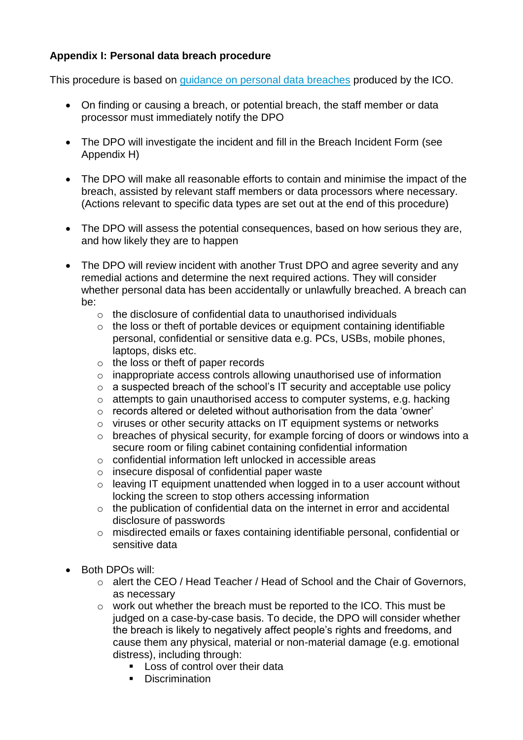**Appendix I: Personal data breach procedure**

This procedure is based on [guidance on personal data breaches]() produced by the ICO.

- On finding or causing a breach, or potential breach, the staff member or data processor must immediately notify the DPO
- The DPO will investigate the incident and fill in the Breach Incident Form (see Appendix H)
- The DPO will make all reasonable efforts to contain and minimise the impact of the breach, assisted by relevant staff members or data processors where necessary. (Actions relevant to specific data types are set out at the end of this procedure)
- The DPO will assess the potential consequences, based on how serious they are, and how likely they are to happen
- The DPO will review incident with another Trust DPO and agree severity and any remedial actions and determine the next required actions. They will consider whether personal data has been accidentally or unlawfully breached. A breach can be:
    - the disclosure of confidential data to unauthorised individuals
    - the loss or theft of portable devices or equipment containing identifiable personal, confidential or sensitive data e.g. PCs, USBs, mobile phones, laptops, disks etc.
    - the loss or theft of paper records
    - inappropriate access controls allowing unauthorised use of information
    - a suspected breach of the school's IT security and acceptable use policy
    - attempts to gain unauthorised access to computer systems, e.g. hacking
    - records altered or deleted without authorisation from the data 'owner'
    - viruses or other security attacks on IT equipment systems or networks
    - breaches of physical security, for example forcing of doors or windows into a secure room or filing cabinet containing confidential information
    - confidential information left unlocked in accessible areas
    - insecure disposal of confidential paper waste
    - leaving IT equipment unattended when logged in to a user account without locking the screen to stop others accessing information
    - the publication of confidential data on the internet in error and accidental disclosure of passwords
    - misdirected emails or faxes containing identifiable personal, confidential or sensitive data
- Both DPOs will:
    - alert the CEO / Head Teacher / Head of School and the Chair of Governors, as necessary
    - work out whether the breach must be reported to the ICO. This must be judged on a case-by-case basis. To decide, the DPO will consider whether the breach is likely to negatively affect people's rights and freedoms, and cause them any physical, material or non-material damage (e.g. emotional distress), including through:
        - Loss of control over their data
        - Discrimination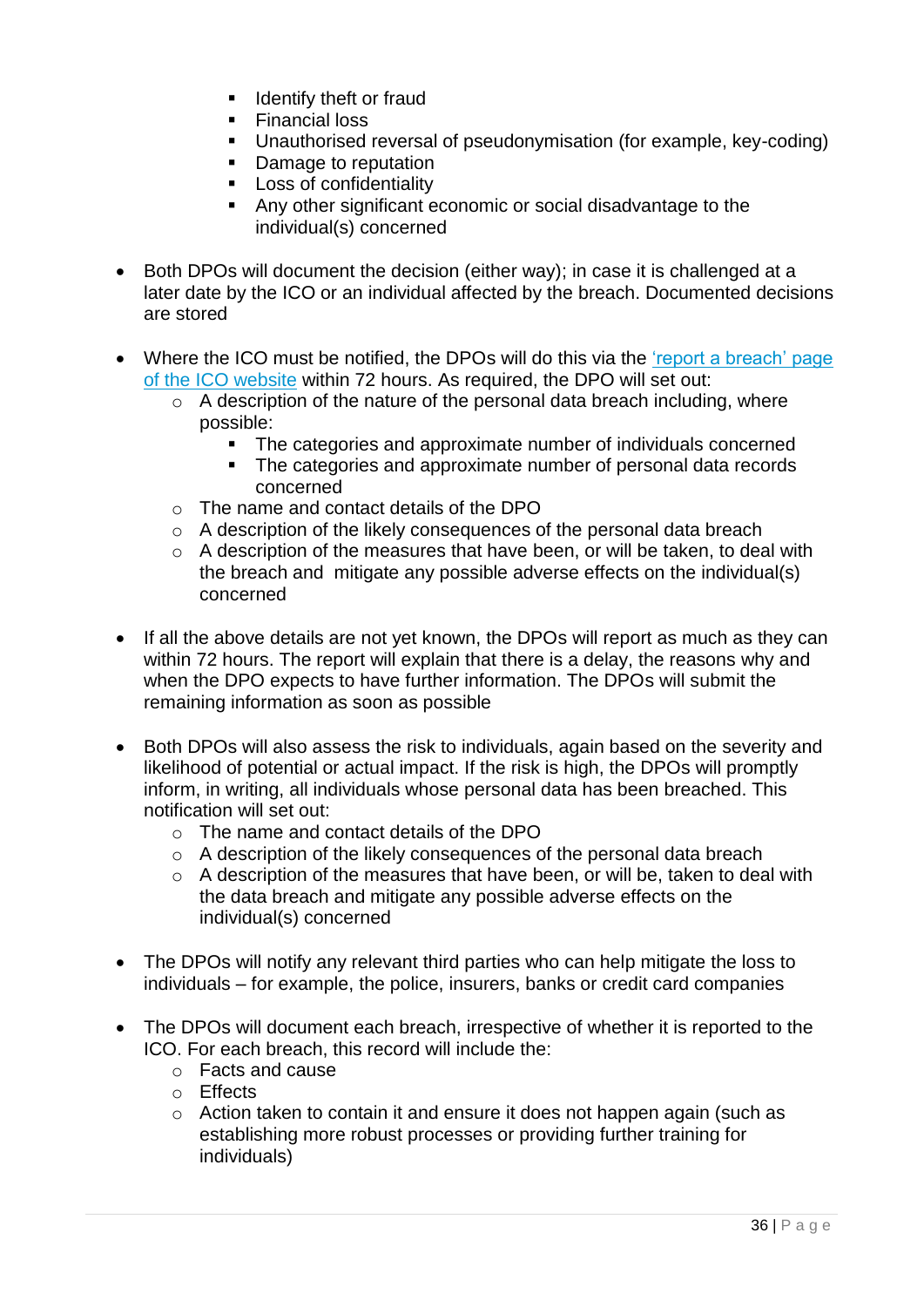- Identify theft or fraud
    - Financial loss
    - Unauthorised reversal of pseudonymisation (for example, key-coding)
    - Damage to reputation
    - Loss of confidentiality
    - Any other significant economic or social disadvantage to the individual(s) concerned

- Both DPOs will document the decision (either way); in case it is challenged at a later date by the ICO or an individual affected by the breach. Documented decisions are stored

- Where the ICO must be notified, the DPOs will do this via the ['report a breach' page of the ICO website]() within 72 hours. As required, the DPO will set out:
  - A description of the nature of the personal data breach including, where possible:
    - The categories and approximate number of individuals concerned
    - The categories and approximate number of personal data records concerned
  - The name and contact details of the DPO
  - A description of the likely consequences of the personal data breach
  - A description of the measures that have been, or will be taken, to deal with the breach and mitigate any possible adverse effects on the individual(s) concerned

- If all the above details are not yet known, the DPOs will report as much as they can within 72 hours. The report will explain that there is a delay, the reasons why and when the DPO expects to have further information. The DPOs will submit the remaining information as soon as possible

- Both DPOs will also assess the risk to individuals, again based on the severity and likelihood of potential or actual impact. If the risk is high, the DPOs will promptly inform, in writing, all individuals whose personal data has been breached. This notification will set out:
  - The name and contact details of the DPO
  - A description of the likely consequences of the personal data breach
  - A description of the measures that have been, or will be, taken to deal with the data breach and mitigate any possible adverse effects on the individual(s) concerned

- The DPOs will notify any relevant third parties who can help mitigate the loss to individuals – for example, the police, insurers, banks or credit card companies

- The DPOs will document each breach, irrespective of whether it is reported to the ICO. For each breach, this record will include the:
  - Facts and cause
  - Effects
  - Action taken to contain it and ensure it does not happen again (such as establishing more robust processes or providing further training for individuals)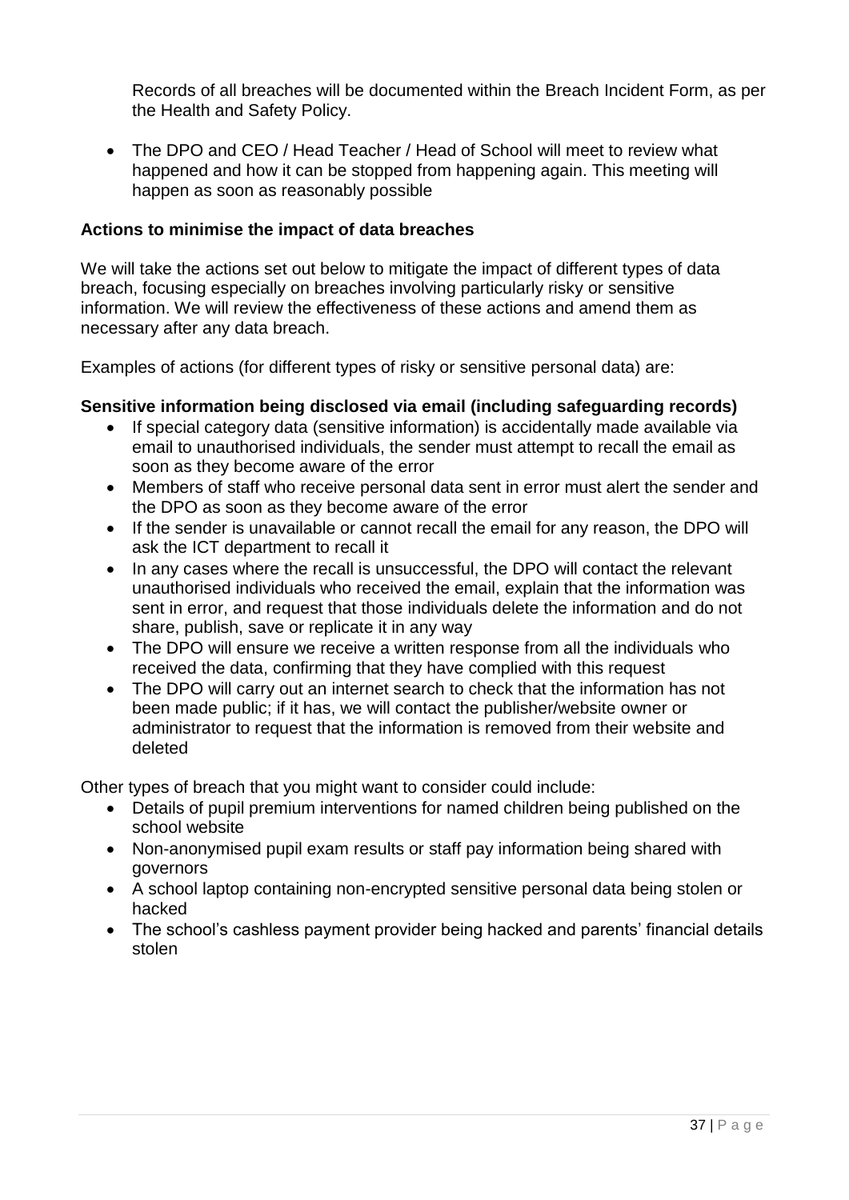Records of all breaches will be documented within the Breach Incident Form, as per the Health and Safety Policy.

- The DPO and CEO / Head Teacher / Head of School will meet to review what happened and how it can be stopped from happening again. This meeting will happen as soon as reasonably possible

**Actions to minimise the impact of data breaches**

We will take the actions set out below to mitigate the impact of different types of data breach, focusing especially on breaches involving particularly risky or sensitive information. We will review the effectiveness of these actions and amend them as necessary after any data breach.

Examples of actions (for different types of risky or sensitive personal data) are:

**Sensitive information being disclosed via email (including safeguarding records)**

- If special category data (sensitive information) is accidentally made available via email to unauthorised individuals, the sender must attempt to recall the email as soon as they become aware of the error
- Members of staff who receive personal data sent in error must alert the sender and the DPO as soon as they become aware of the error
- If the sender is unavailable or cannot recall the email for any reason, the DPO will ask the ICT department to recall it
- In any cases where the recall is unsuccessful, the DPO will contact the relevant unauthorised individuals who received the email, explain that the information was sent in error, and request that those individuals delete the information and do not share, publish, save or replicate it in any way
- The DPO will ensure we receive a written response from all the individuals who received the data, confirming that they have complied with this request
- The DPO will carry out an internet search to check that the information has not been made public; if it has, we will contact the publisher/website owner or administrator to request that the information is removed from their website and deleted

Other types of breach that you might want to consider could include:

- Details of pupil premium interventions for named children being published on the school website
- Non-anonymised pupil exam results or staff pay information being shared with governors
- A school laptop containing non-encrypted sensitive personal data being stolen or hacked
- The school's cashless payment provider being hacked and parents' financial details stolen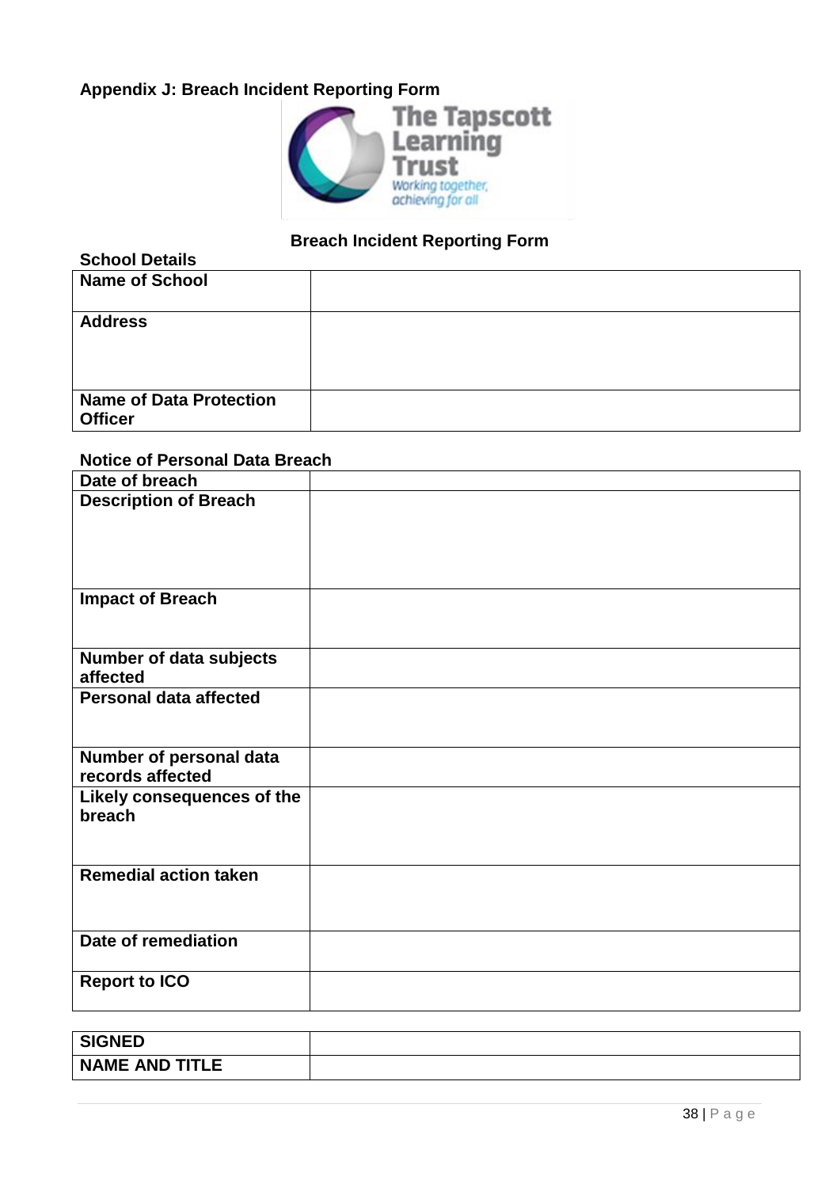**Appendix J: Breach Incident Reporting Form**

**Breach Incident Reporting Form**

**School Details**

| | |
|---|---|
| **Name of School** | |
| **Address** | |
| **Name of Data Protection Officer** | |

**Notice of Personal Data Breach**

| | |
|---|---|
| **Date of breach** | |
| **Description of Breach** | |
| **Impact of Breach** | |
| **Number of data subjects affected** | |
| **Personal data affected** | |
| **Number of personal data records affected** | |
| **Likely consequences of the breach** | |
| **Remedial action taken** | |
| **Date of remediation** | |
| **Report to ICO** | |

| | |
|---|---|
| **SIGNED** | |
| **NAME AND TITLE** | |